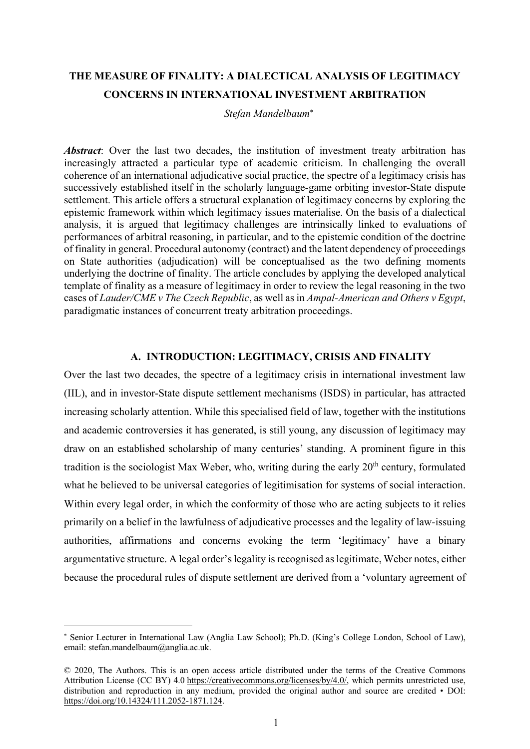# THE MEASURE OF FINALITY: A DIALECTICAL ANALYSIS OF LEGITIMACY CONCERNS IN INTERNATIONAL INVESTMENT ARBITRATION

*Stefan Mandelbaum*[*]

***Abstract***: Over the last two decades, the institution of investment treaty arbitration has increasingly attracted a particular type of academic criticism. In challenging the overall coherence of an international adjudicative social practice, the spectre of a legitimacy crisis has successively established itself in the scholarly language-game orbiting investor-State dispute settlement. This article offers a structural explanation of legitimacy concerns by exploring the epistemic framework within which legitimacy issues materialise. On the basis of a dialectical analysis, it is argued that legitimacy challenges are intrinsically linked to evaluations of performances of arbitral reasoning, in particular, and to the epistemic condition of the doctrine of finality in general. Procedural autonomy (contract) and the latent dependency of proceedings on State authorities (adjudication) will be conceptualised as the two defining moments underlying the doctrine of finality. The article concludes by applying the developed analytical template of finality as a measure of legitimacy in order to review the legal reasoning in the two cases of *Lauder/CME v The Czech Republic*, as well as in *Ampal-American and Others v Egypt*, paradigmatic instances of concurrent treaty arbitration proceedings.

## A. INTRODUCTION: LEGITIMACY, CRISIS AND FINALITY

Over the last two decades, the spectre of a legitimacy crisis in international investment law (IIL), and in investor-State dispute settlement mechanisms (ISDS) in particular, has attracted increasing scholarly attention. While this specialised field of law, together with the institutions and academic controversies it has generated, is still young, any discussion of legitimacy may draw on an established scholarship of many centuries' standing. A prominent figure in this tradition is the sociologist Max Weber, who, writing during the early 20th century, formulated what he believed to be universal categories of legitimisation for systems of social interaction. Within every legal order, in which the conformity of those who are acting subjects to it relies primarily on a belief in the lawfulness of adjudicative processes and the legality of law-issuing authorities, affirmations and concerns evoking the term 'legitimacy' have a binary argumentative structure. A legal order's legality is recognised as legitimate, Weber notes, either because the procedural rules of dispute settlement are derived from a 'voluntary agreement of

---

[*] Senior Lecturer in International Law (Anglia Law School); Ph.D. (King's College London, School of Law), email: stefan.mandelbaum@anglia.ac.uk.

© 2020, The Authors. This is an open access article distributed under the terms of the Creative Commons Attribution License (CC BY) 4.0 https://creativecommons.org/licenses/by/4.0/, which permits unrestricted use, distribution and reproduction in any medium, provided the original author and source are credited • DOI: https://doi.org/10.14324/111.2052-1871.124.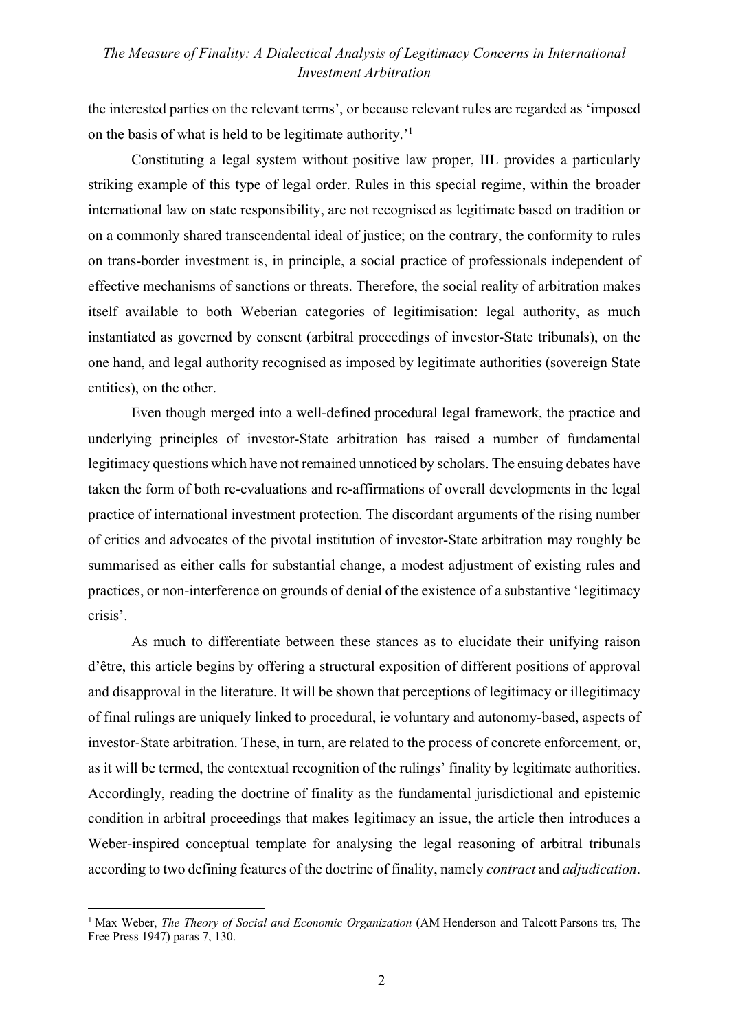the interested parties on the relevant terms', or because relevant rules are regarded as 'imposed on the basis of what is held to be legitimate authority.'[1]

Constituting a legal system without positive law proper, IIL provides a particularly striking example of this type of legal order. Rules in this special regime, within the broader international law on state responsibility, are not recognised as legitimate based on tradition or on a commonly shared transcendental ideal of justice; on the contrary, the conformity to rules on trans-border investment is, in principle, a social practice of professionals independent of effective mechanisms of sanctions or threats. Therefore, the social reality of arbitration makes itself available to both Weberian categories of legitimisation: legal authority, as much instantiated as governed by consent (arbitral proceedings of investor-State tribunals), on the one hand, and legal authority recognised as imposed by legitimate authorities (sovereign State entities), on the other.

Even though merged into a well-defined procedural legal framework, the practice and underlying principles of investor-State arbitration has raised a number of fundamental legitimacy questions which have not remained unnoticed by scholars. The ensuing debates have taken the form of both re-evaluations and re-affirmations of overall developments in the legal practice of international investment protection. The discordant arguments of the rising number of critics and advocates of the pivotal institution of investor-State arbitration may roughly be summarised as either calls for substantial change, a modest adjustment of existing rules and practices, or non-interference on grounds of denial of the existence of a substantive 'legitimacy crisis'.

As much to differentiate between these stances as to elucidate their unifying raison d'être, this article begins by offering a structural exposition of different positions of approval and disapproval in the literature. It will be shown that perceptions of legitimacy or illegitimacy of final rulings are uniquely linked to procedural, ie voluntary and autonomy-based, aspects of investor-State arbitration. These, in turn, are related to the process of concrete enforcement, or, as it will be termed, the contextual recognition of the rulings' finality by legitimate authorities. Accordingly, reading the doctrine of finality as the fundamental jurisdictional and epistemic condition in arbitral proceedings that makes legitimacy an issue, the article then introduces a Weber-inspired conceptual template for analysing the legal reasoning of arbitral tribunals according to two defining features of the doctrine of finality, namely *contract* and *adjudication*.

[1] Max Weber, *The Theory of Social and Economic Organization* (AM Henderson and Talcott Parsons trs, The Free Press 1947) paras 7, 130.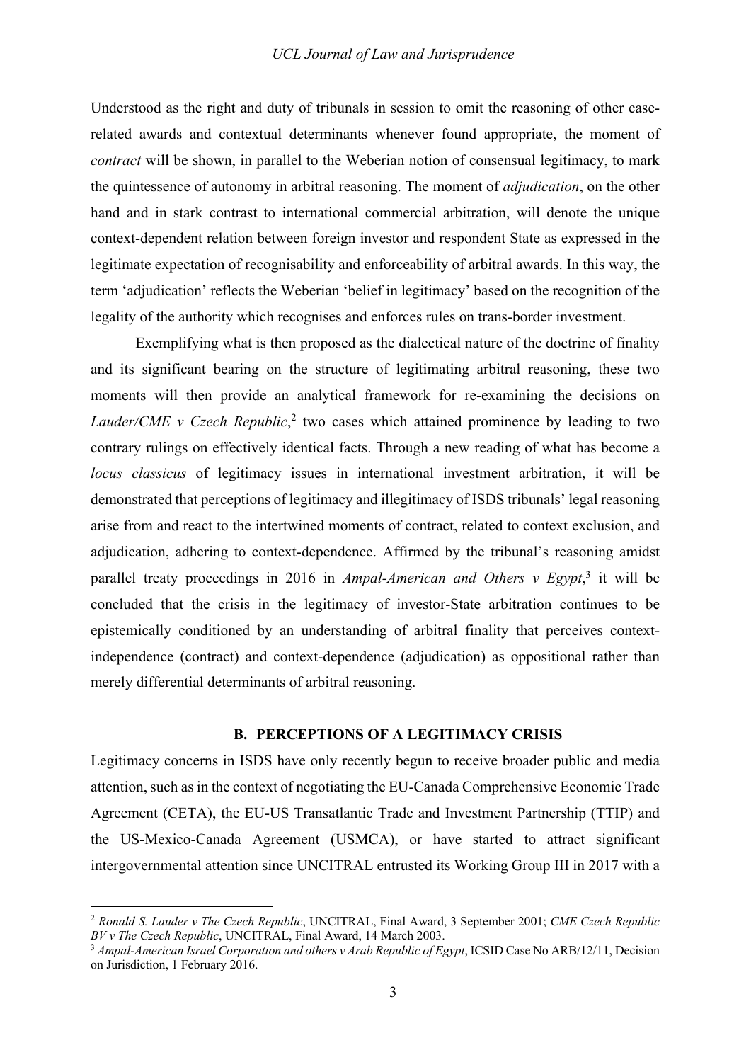Understood as the right and duty of tribunals in session to omit the reasoning of other case-related awards and contextual determinants whenever found appropriate, the moment of *contract* will be shown, in parallel to the Weberian notion of consensual legitimacy, to mark the quintessence of autonomy in arbitral reasoning. The moment of *adjudication*, on the other hand and in stark contrast to international commercial arbitration, will denote the unique context-dependent relation between foreign investor and respondent State as expressed in the legitimate expectation of recognisability and enforceability of arbitral awards. In this way, the term 'adjudication' reflects the Weberian 'belief in legitimacy' based on the recognition of the legality of the authority which recognises and enforces rules on trans-border investment.

Exemplifying what is then proposed as the dialectical nature of the doctrine of finality and its significant bearing on the structure of legitimating arbitral reasoning, these two moments will then provide an analytical framework for re-examining the decisions on *Lauder/CME v Czech Republic*,[2] two cases which attained prominence by leading to two contrary rulings on effectively identical facts. Through a new reading of what has become a *locus classicus* of legitimacy issues in international investment arbitration, it will be demonstrated that perceptions of legitimacy and illegitimacy of ISDS tribunals' legal reasoning arise from and react to the intertwined moments of contract, related to context exclusion, and adjudication, adhering to context-dependence. Affirmed by the tribunal's reasoning amidst parallel treaty proceedings in 2016 in *Ampal-American and Others v Egypt*,[3] it will be concluded that the crisis in the legitimacy of investor-State arbitration continues to be epistemically conditioned by an understanding of arbitral finality that perceives context-independence (contract) and context-dependence (adjudication) as oppositional rather than merely differential determinants of arbitral reasoning.

## B. PERCEPTIONS OF A LEGITIMACY CRISIS

Legitimacy concerns in ISDS have only recently begun to receive broader public and media attention, such as in the context of negotiating the EU-Canada Comprehensive Economic Trade Agreement (CETA), the EU-US Transatlantic Trade and Investment Partnership (TTIP) and the US-Mexico-Canada Agreement (USMCA), or have started to attract significant intergovernmental attention since UNCITRAL entrusted its Working Group III in 2017 with a

---

[2] *Ronald S. Lauder v The Czech Republic*, UNCITRAL, Final Award, 3 September 2001; *CME Czech Republic BV v The Czech Republic*, UNCITRAL, Final Award, 14 March 2003.

[3] *Ampal-American Israel Corporation and others v Arab Republic of Egypt*, ICSID Case No ARB/12/11, Decision on Jurisdiction, 1 February 2016.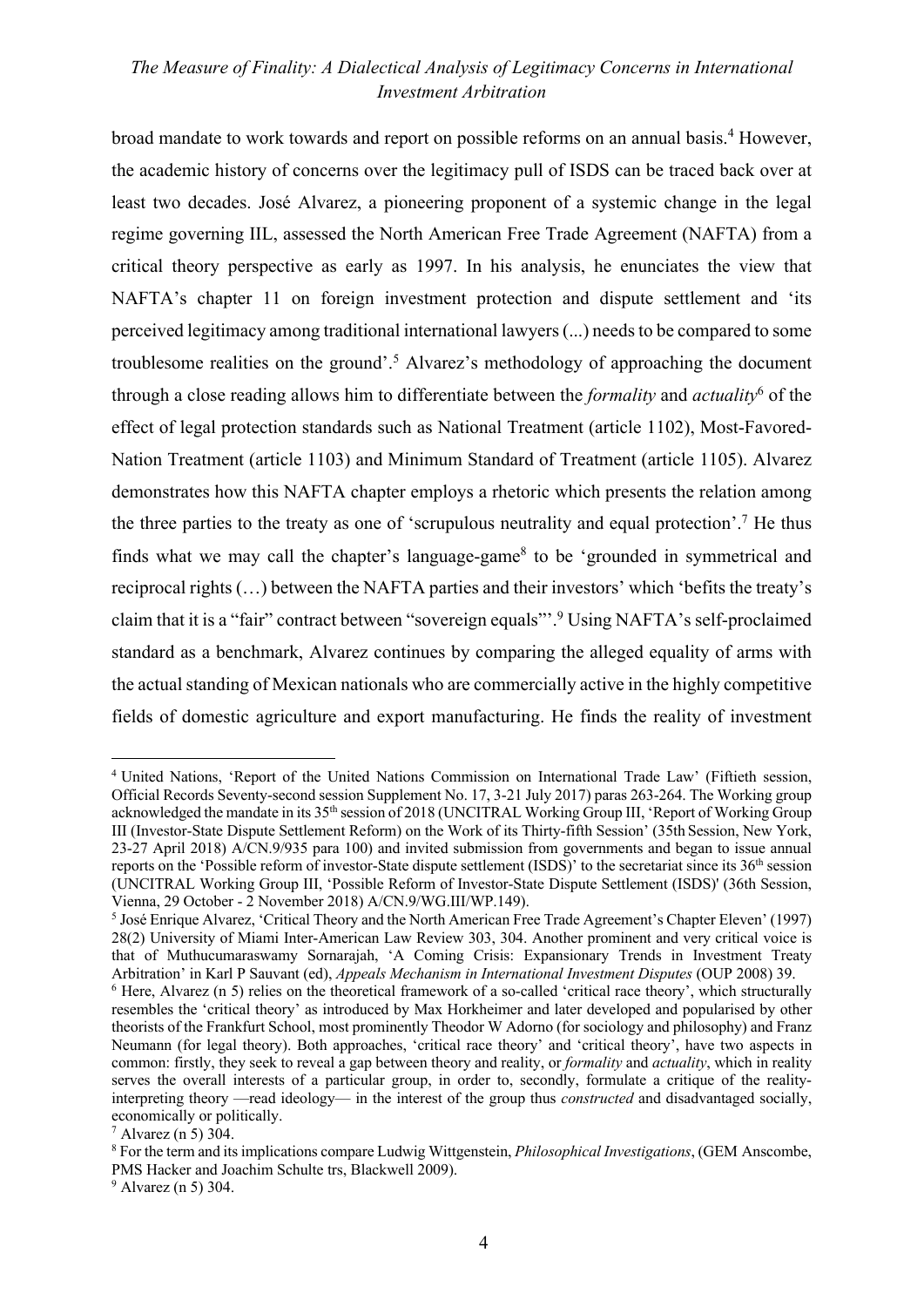broad mandate to work towards and report on possible reforms on an annual basis.[4] However, the academic history of concerns over the legitimacy pull of ISDS can be traced back over at least two decades. José Alvarez, a pioneering proponent of a systemic change in the legal regime governing IIL, assessed the North American Free Trade Agreement (NAFTA) from a critical theory perspective as early as 1997. In his analysis, he enunciates the view that NAFTA's chapter 11 on foreign investment protection and dispute settlement and 'its perceived legitimacy among traditional international lawyers (...) needs to be compared to some troublesome realities on the ground'.[5] Alvarez's methodology of approaching the document through a close reading allows him to differentiate between the *formality* and *actuality*[6] of the effect of legal protection standards such as National Treatment (article 1102), Most-Favored-Nation Treatment (article 1103) and Minimum Standard of Treatment (article 1105). Alvarez demonstrates how this NAFTA chapter employs a rhetoric which presents the relation among the three parties to the treaty as one of 'scrupulous neutrality and equal protection'.[7] He thus finds what we may call the chapter's language-game[8] to be 'grounded in symmetrical and reciprocal rights (…) between the NAFTA parties and their investors' which 'befits the treaty's claim that it is a "fair" contract between "sovereign equals"'.[9] Using NAFTA's self-proclaimed standard as a benchmark, Alvarez continues by comparing the alleged equality of arms with the actual standing of Mexican nationals who are commercially active in the highly competitive fields of domestic agriculture and export manufacturing. He finds the reality of investment

---

[4] United Nations, 'Report of the United Nations Commission on International Trade Law' (Fiftieth session, Official Records Seventy-second session Supplement No. 17, 3-21 July 2017) paras 263-264. The Working group acknowledged the mandate in its 35th session of 2018 (UNCITRAL Working Group III, 'Report of Working Group III (Investor-State Dispute Settlement Reform) on the Work of its Thirty-fifth Session' (35th Session, New York, 23-27 April 2018) A/CN.9/935 para 100) and invited submission from governments and began to issue annual reports on the 'Possible reform of investor-State dispute settlement (ISDS)' to the secretariat since its 36th session (UNCITRAL Working Group III, 'Possible Reform of Investor-State Dispute Settlement (ISDS)' (36th Session, Vienna, 29 October - 2 November 2018) A/CN.9/WG.III/WP.149).

[5] José Enrique Alvarez, 'Critical Theory and the North American Free Trade Agreement's Chapter Eleven' (1997) 28(2) University of Miami Inter-American Law Review 303, 304. Another prominent and very critical voice is that of Muthucumaraswamy Sornarajah, 'A Coming Crisis: Expansionary Trends in Investment Treaty Arbitration' in Karl P Sauvant (ed), *Appeals Mechanism in International Investment Disputes* (OUP 2008) 39.

[6] Here, Alvarez (n 5) relies on the theoretical framework of a so-called 'critical race theory', which structurally resembles the 'critical theory' as introduced by Max Horkheimer and later developed and popularised by other theorists of the Frankfurt School, most prominently Theodor W Adorno (for sociology and philosophy) and Franz Neumann (for legal theory). Both approaches, 'critical race theory' and 'critical theory', have two aspects in common: firstly, they seek to reveal a gap between theory and reality, or *formality* and *actuality*, which in reality serves the overall interests of a particular group, in order to, secondly, formulate a critique of the reality-interpreting theory —read ideology— in the interest of the group thus *constructed* and disadvantaged socially, economically or politically.

[7] Alvarez (n 5) 304.

[8] For the term and its implications compare Ludwig Wittgenstein, *Philosophical Investigations*, (GEM Anscombe, PMS Hacker and Joachim Schulte trs, Blackwell 2009).

[9] Alvarez (n 5) 304.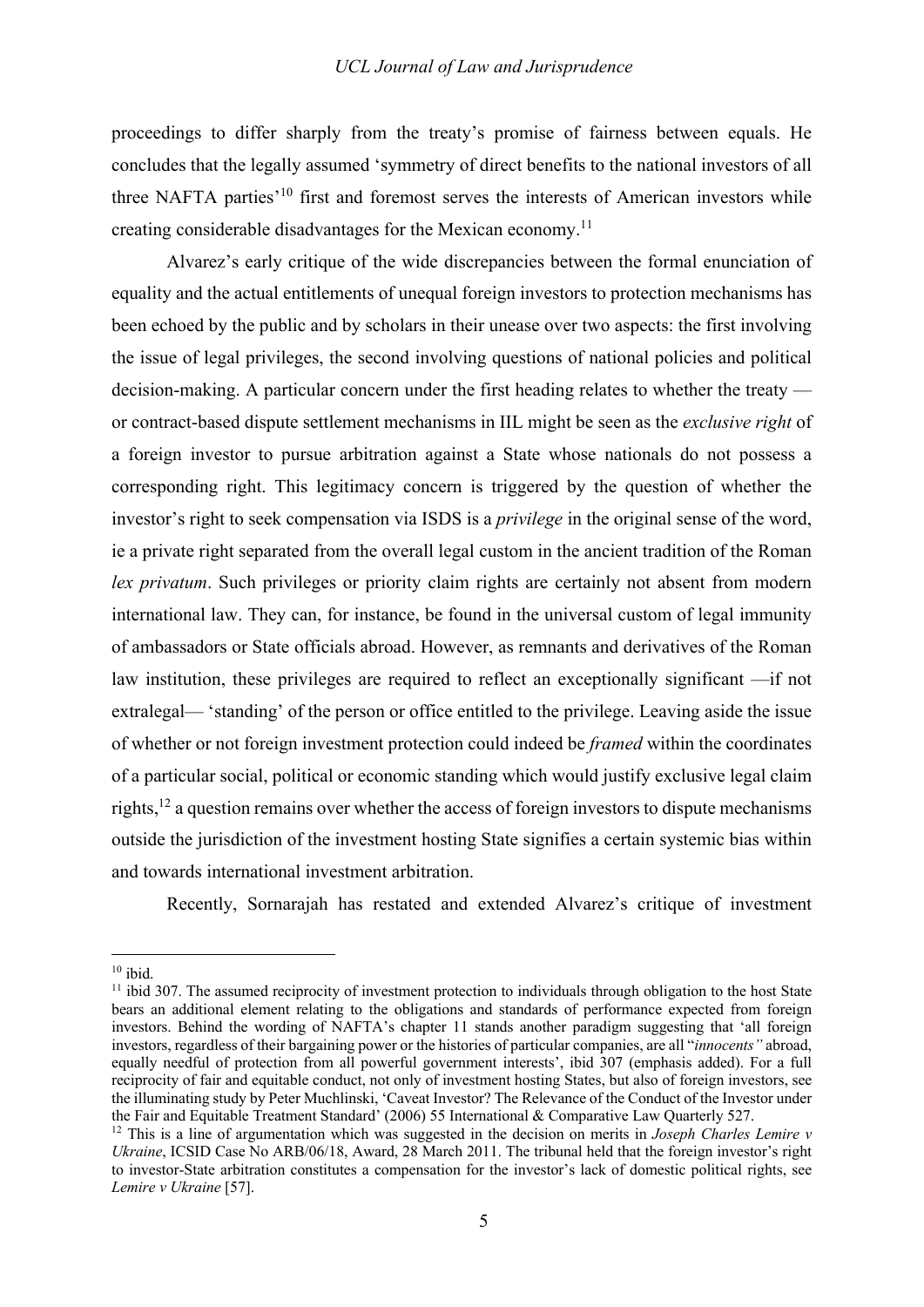proceedings to differ sharply from the treaty's promise of fairness between equals. He concludes that the legally assumed 'symmetry of direct benefits to the national investors of all three NAFTA parties'[10] first and foremost serves the interests of American investors while creating considerable disadvantages for the Mexican economy.[11]

Alvarez's early critique of the wide discrepancies between the formal enunciation of equality and the actual entitlements of unequal foreign investors to protection mechanisms has been echoed by the public and by scholars in their unease over two aspects: the first involving the issue of legal privileges, the second involving questions of national policies and political decision-making. A particular concern under the first heading relates to whether the treaty — or contract-based dispute settlement mechanisms in IIL might be seen as the *exclusive right* of a foreign investor to pursue arbitration against a State whose nationals do not possess a corresponding right. This legitimacy concern is triggered by the question of whether the investor's right to seek compensation via ISDS is a *privilege* in the original sense of the word, ie a private right separated from the overall legal custom in the ancient tradition of the Roman *lex privatum*. Such privileges or priority claim rights are certainly not absent from modern international law. They can, for instance, be found in the universal custom of legal immunity of ambassadors or State officials abroad. However, as remnants and derivatives of the Roman law institution, these privileges are required to reflect an exceptionally significant —if not extralegal— 'standing' of the person or office entitled to the privilege. Leaving aside the issue of whether or not foreign investment protection could indeed be *framed* within the coordinates of a particular social, political or economic standing which would justify exclusive legal claim rights,[12] a question remains over whether the access of foreign investors to dispute mechanisms outside the jurisdiction of the investment hosting State signifies a certain systemic bias within and towards international investment arbitration.

Recently, Sornarajah has restated and extended Alvarez's critique of investment

---

[10] ibid.

[11] ibid 307. The assumed reciprocity of investment protection to individuals through obligation to the host State bears an additional element relating to the obligations and standards of performance expected from foreign investors. Behind the wording of NAFTA's chapter 11 stands another paradigm suggesting that 'all foreign investors, regardless of their bargaining power or the histories of particular companies, are all "*innocents"* abroad, equally needful of protection from all powerful government interests', ibid 307 (emphasis added). For a full reciprocity of fair and equitable conduct, not only of investment hosting States, but also of foreign investors, see the illuminating study by Peter Muchlinski, 'Caveat Investor? The Relevance of the Conduct of the Investor under the Fair and Equitable Treatment Standard' (2006) 55 International & Comparative Law Quarterly 527.

[12] This is a line of argumentation which was suggested in the decision on merits in *Joseph Charles Lemire v Ukraine*, ICSID Case No ARB/06/18, Award, 28 March 2011. The tribunal held that the foreign investor's right to investor-State arbitration constitutes a compensation for the investor's lack of domestic political rights, see *Lemire v Ukraine* [57].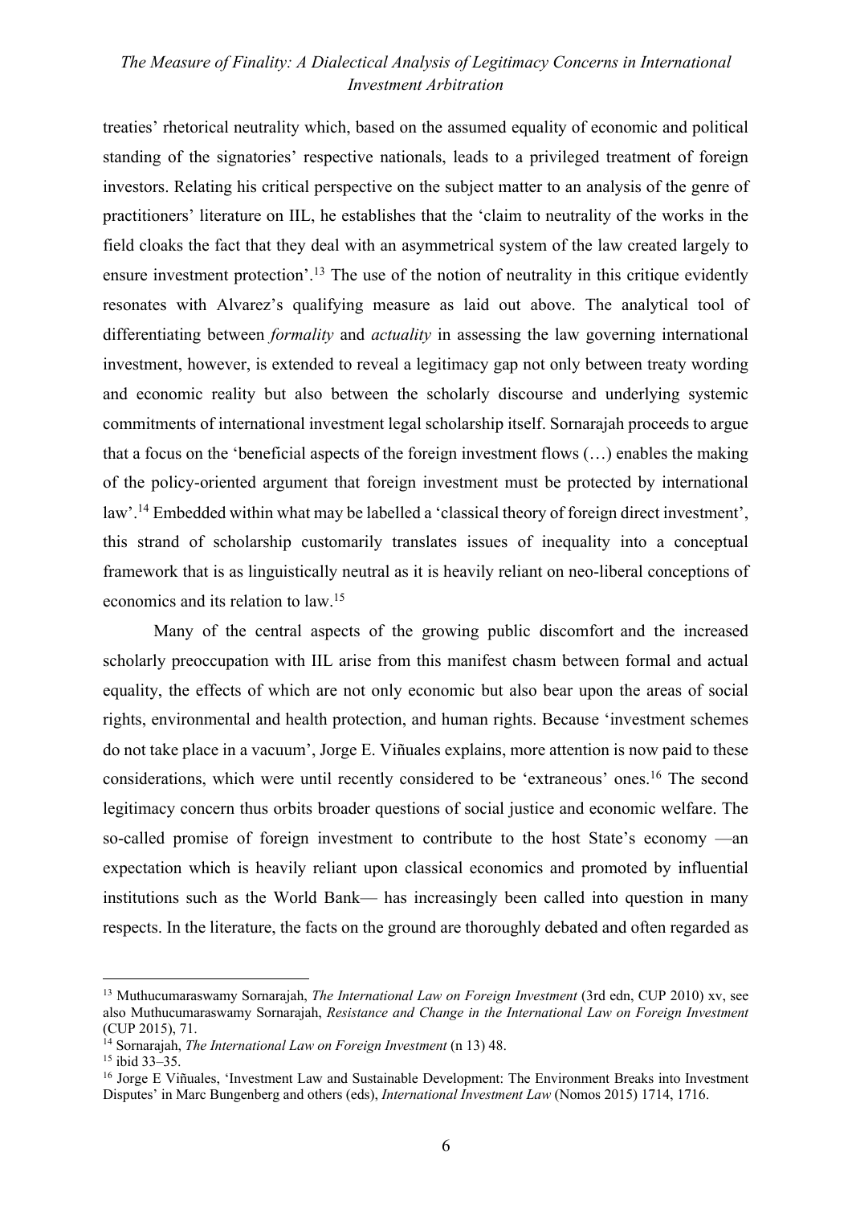treaties' rhetorical neutrality which, based on the assumed equality of economic and political standing of the signatories' respective nationals, leads to a privileged treatment of foreign investors. Relating his critical perspective on the subject matter to an analysis of the genre of practitioners' literature on IIL, he establishes that the 'claim to neutrality of the works in the field cloaks the fact that they deal with an asymmetrical system of the law created largely to ensure investment protection'.[13] The use of the notion of neutrality in this critique evidently resonates with Alvarez's qualifying measure as laid out above. The analytical tool of differentiating between *formality* and *actuality* in assessing the law governing international investment, however, is extended to reveal a legitimacy gap not only between treaty wording and economic reality but also between the scholarly discourse and underlying systemic commitments of international investment legal scholarship itself. Sornarajah proceeds to argue that a focus on the 'beneficial aspects of the foreign investment flows (…) enables the making of the policy-oriented argument that foreign investment must be protected by international law'.[14] Embedded within what may be labelled a 'classical theory of foreign direct investment', this strand of scholarship customarily translates issues of inequality into a conceptual framework that is as linguistically neutral as it is heavily reliant on neo-liberal conceptions of economics and its relation to law.[15]

Many of the central aspects of the growing public discomfort and the increased scholarly preoccupation with IIL arise from this manifest chasm between formal and actual equality, the effects of which are not only economic but also bear upon the areas of social rights, environmental and health protection, and human rights. Because 'investment schemes do not take place in a vacuum', Jorge E. Viñuales explains, more attention is now paid to these considerations, which were until recently considered to be 'extraneous' ones.[16] The second legitimacy concern thus orbits broader questions of social justice and economic welfare. The so-called promise of foreign investment to contribute to the host State's economy —an expectation which is heavily reliant upon classical economics and promoted by influential institutions such as the World Bank— has increasingly been called into question in many respects. In the literature, the facts on the ground are thoroughly debated and often regarded as

---

[13] Muthucumaraswamy Sornarajah, *The International Law on Foreign Investment* (3rd edn, CUP 2010) xv, see also Muthucumaraswamy Sornarajah, *Resistance and Change in the International Law on Foreign Investment* (CUP 2015), 71.

[14] Sornarajah, *The International Law on Foreign Investment* (n 13) 48.

[15] ibid 33–35.

[16] Jorge E Viñuales, 'Investment Law and Sustainable Development: The Environment Breaks into Investment Disputes' in Marc Bungenberg and others (eds), *International Investment Law* (Nomos 2015) 1714, 1716.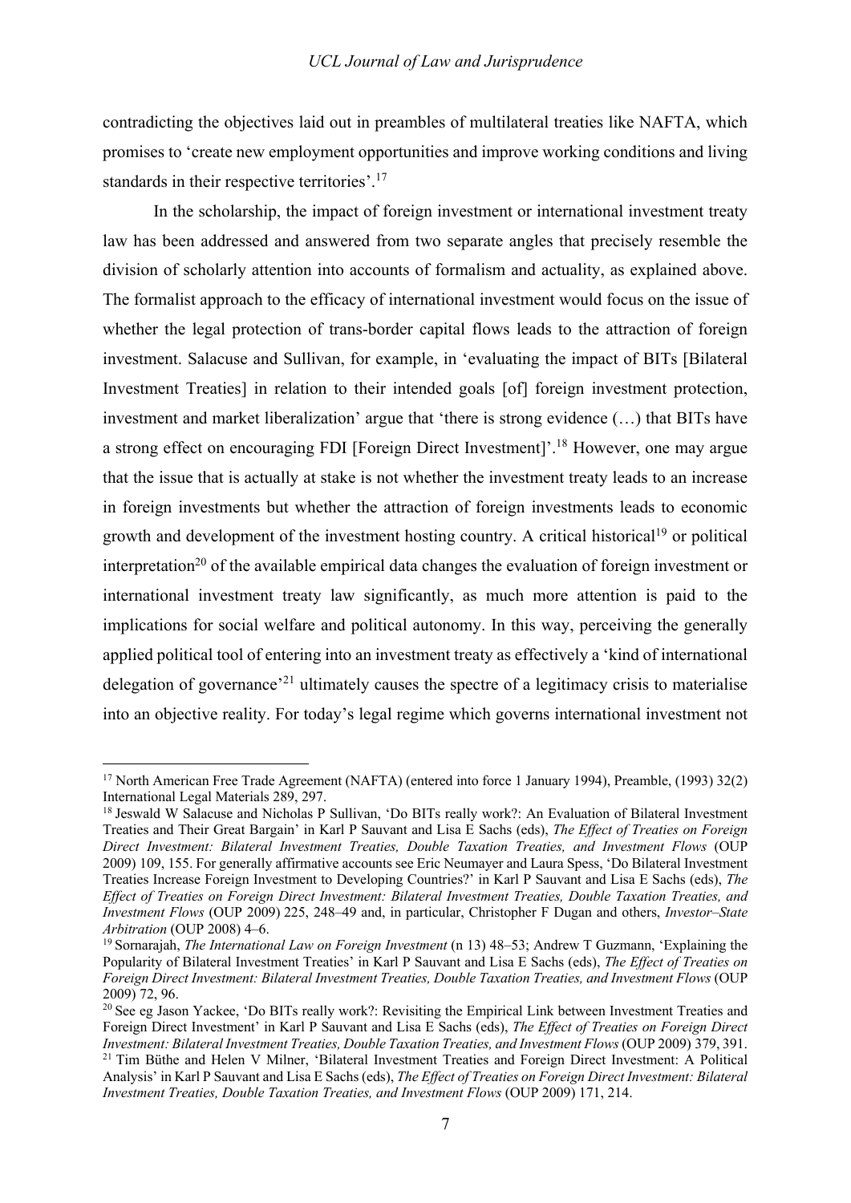contradicting the objectives laid out in preambles of multilateral treaties like NAFTA, which promises to 'create new employment opportunities and improve working conditions and living standards in their respective territories'.[17]

In the scholarship, the impact of foreign investment or international investment treaty law has been addressed and answered from two separate angles that precisely resemble the division of scholarly attention into accounts of formalism and actuality, as explained above. The formalist approach to the efficacy of international investment would focus on the issue of whether the legal protection of trans-border capital flows leads to the attraction of foreign investment. Salacuse and Sullivan, for example, in 'evaluating the impact of BITs [Bilateral Investment Treaties] in relation to their intended goals [of] foreign investment protection, investment and market liberalization' argue that 'there is strong evidence (…) that BITs have a strong effect on encouraging FDI [Foreign Direct Investment]'.[18] However, one may argue that the issue that is actually at stake is not whether the investment treaty leads to an increase in foreign investments but whether the attraction of foreign investments leads to economic growth and development of the investment hosting country. A critical historical[19] or political interpretation[20] of the available empirical data changes the evaluation of foreign investment or international investment treaty law significantly, as much more attention is paid to the implications for social welfare and political autonomy. In this way, perceiving the generally applied political tool of entering into an investment treaty as effectively a 'kind of international delegation of governance'[21] ultimately causes the spectre of a legitimacy crisis to materialise into an objective reality. For today's legal regime which governs international investment not

---

[17] North American Free Trade Agreement (NAFTA) (entered into force 1 January 1994), Preamble, (1993) 32(2) International Legal Materials 289, 297.

[18] Jeswald W Salacuse and Nicholas P Sullivan, 'Do BITs really work?: An Evaluation of Bilateral Investment Treaties and Their Great Bargain' in Karl P Sauvant and Lisa E Sachs (eds), *The Effect of Treaties on Foreign Direct Investment: Bilateral Investment Treaties, Double Taxation Treaties, and Investment Flows* (OUP 2009) 109, 155. For generally affirmative accounts see Eric Neumayer and Laura Spess, 'Do Bilateral Investment Treaties Increase Foreign Investment to Developing Countries?' in Karl P Sauvant and Lisa E Sachs (eds), *The Effect of Treaties on Foreign Direct Investment: Bilateral Investment Treaties, Double Taxation Treaties, and Investment Flows* (OUP 2009) 225, 248–49 and, in particular, Christopher F Dugan and others, *Investor–State Arbitration* (OUP 2008) 4–6.

[19] Sornarajah, *The International Law on Foreign Investment* (n 13) 48–53; Andrew T Guzmann, 'Explaining the Popularity of Bilateral Investment Treaties' in Karl P Sauvant and Lisa E Sachs (eds), *The Effect of Treaties on Foreign Direct Investment: Bilateral Investment Treaties, Double Taxation Treaties, and Investment Flows* (OUP 2009) 72, 96.

[20] See eg Jason Yackee, 'Do BITs really work?: Revisiting the Empirical Link between Investment Treaties and Foreign Direct Investment' in Karl P Sauvant and Lisa E Sachs (eds), *The Effect of Treaties on Foreign Direct Investment: Bilateral Investment Treaties, Double Taxation Treaties, and Investment Flows* (OUP 2009) 379, 391.

[21] Tim Büthe and Helen V Milner, 'Bilateral Investment Treaties and Foreign Direct Investment: A Political Analysis' in Karl P Sauvant and Lisa E Sachs (eds), *The Effect of Treaties on Foreign Direct Investment: Bilateral Investment Treaties, Double Taxation Treaties, and Investment Flows* (OUP 2009) 171, 214.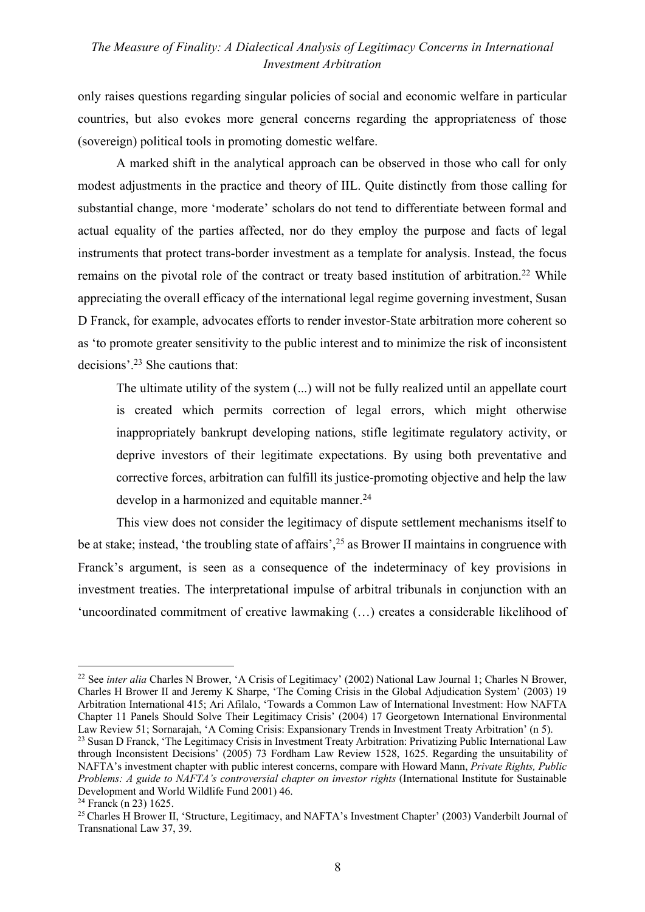only raises questions regarding singular policies of social and economic welfare in particular countries, but also evokes more general concerns regarding the appropriateness of those (sovereign) political tools in promoting domestic welfare.

A marked shift in the analytical approach can be observed in those who call for only modest adjustments in the practice and theory of IIL. Quite distinctly from those calling for substantial change, more 'moderate' scholars do not tend to differentiate between formal and actual equality of the parties affected, nor do they employ the purpose and facts of legal instruments that protect trans-border investment as a template for analysis. Instead, the focus remains on the pivotal role of the contract or treaty based institution of arbitration.[22] While appreciating the overall efficacy of the international legal regime governing investment, Susan D Franck, for example, advocates efforts to render investor-State arbitration more coherent so as 'to promote greater sensitivity to the public interest and to minimize the risk of inconsistent decisions'.[23] She cautions that:

> The ultimate utility of the system (...) will not be fully realized until an appellate court is created which permits correction of legal errors, which might otherwise inappropriately bankrupt developing nations, stifle legitimate regulatory activity, or deprive investors of their legitimate expectations. By using both preventative and corrective forces, arbitration can fulfill its justice-promoting objective and help the law develop in a harmonized and equitable manner.[24]

This view does not consider the legitimacy of dispute settlement mechanisms itself to be at stake; instead, 'the troubling state of affairs',[25] as Brower II maintains in congruence with Franck's argument, is seen as a consequence of the indeterminacy of key provisions in investment treaties. The interpretational impulse of arbitral tribunals in conjunction with an 'uncoordinated commitment of creative lawmaking (…) creates a considerable likelihood of

---

[22] See *inter alia* Charles N Brower, 'A Crisis of Legitimacy' (2002) National Law Journal 1; Charles N Brower, Charles H Brower II and Jeremy K Sharpe, 'The Coming Crisis in the Global Adjudication System' (2003) 19 Arbitration International 415; Ari Afilalo, 'Towards a Common Law of International Investment: How NAFTA Chapter 11 Panels Should Solve Their Legitimacy Crisis' (2004) 17 Georgetown International Environmental Law Review 51; Sornarajah, 'A Coming Crisis: Expansionary Trends in Investment Treaty Arbitration' (n 5).

[23] Susan D Franck, 'The Legitimacy Crisis in Investment Treaty Arbitration: Privatizing Public International Law through Inconsistent Decisions' (2005) 73 Fordham Law Review 1528, 1625. Regarding the unsuitability of NAFTA's investment chapter with public interest concerns, compare with Howard Mann, *Private Rights, Public Problems: A guide to NAFTA's controversial chapter on investor rights* (International Institute for Sustainable Development and World Wildlife Fund 2001) 46.

[24] Franck (n 23) 1625.

[25] Charles H Brower II, 'Structure, Legitimacy, and NAFTA's Investment Chapter' (2003) Vanderbilt Journal of Transnational Law 37, 39.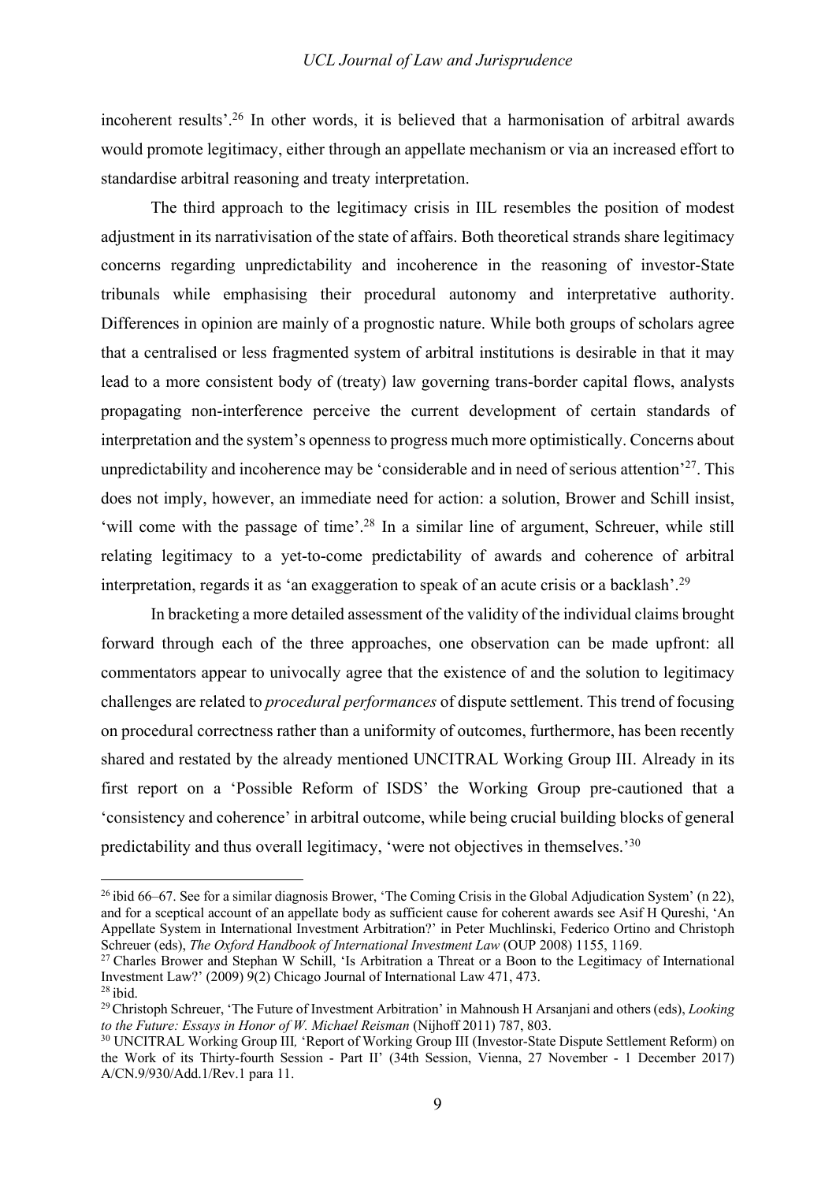incoherent results'.[26] In other words, it is believed that a harmonisation of arbitral awards would promote legitimacy, either through an appellate mechanism or via an increased effort to standardise arbitral reasoning and treaty interpretation.

The third approach to the legitimacy crisis in IIL resembles the position of modest adjustment in its narrativisation of the state of affairs. Both theoretical strands share legitimacy concerns regarding unpredictability and incoherence in the reasoning of investor-State tribunals while emphasising their procedural autonomy and interpretative authority. Differences in opinion are mainly of a prognostic nature. While both groups of scholars agree that a centralised or less fragmented system of arbitral institutions is desirable in that it may lead to a more consistent body of (treaty) law governing trans-border capital flows, analysts propagating non-interference perceive the current development of certain standards of interpretation and the system's openness to progress much more optimistically. Concerns about unpredictability and incoherence may be 'considerable and in need of serious attention'[27]. This does not imply, however, an immediate need for action: a solution, Brower and Schill insist, 'will come with the passage of time'.[28] In a similar line of argument, Schreuer, while still relating legitimacy to a yet-to-come predictability of awards and coherence of arbitral interpretation, regards it as 'an exaggeration to speak of an acute crisis or a backlash'.[29]

In bracketing a more detailed assessment of the validity of the individual claims brought forward through each of the three approaches, one observation can be made upfront: all commentators appear to univocally agree that the existence of and the solution to legitimacy challenges are related to *procedural performances* of dispute settlement. This trend of focusing on procedural correctness rather than a uniformity of outcomes, furthermore, has been recently shared and restated by the already mentioned UNCITRAL Working Group III. Already in its first report on a 'Possible Reform of ISDS' the Working Group pre-cautioned that a 'consistency and coherence' in arbitral outcome, while being crucial building blocks of general predictability and thus overall legitimacy, 'were not objectives in themselves.'[30]

---

[26] ibid 66–67. See for a similar diagnosis Brower, 'The Coming Crisis in the Global Adjudication System' (n 22), and for a sceptical account of an appellate body as sufficient cause for coherent awards see Asif H Qureshi, 'An Appellate System in International Investment Arbitration?' in Peter Muchlinski, Federico Ortino and Christoph Schreuer (eds), *The Oxford Handbook of International Investment Law* (OUP 2008) 1155, 1169.

[27] Charles Brower and Stephan W Schill, 'Is Arbitration a Threat or a Boon to the Legitimacy of International Investment Law?' (2009) 9(2) Chicago Journal of International Law 471, 473.

[28] ibid.

[29] Christoph Schreuer, 'The Future of Investment Arbitration' in Mahnoush H Arsanjani and others (eds), *Looking to the Future: Essays in Honor of W. Michael Reisman* (Nijhoff 2011) 787, 803.

[30] UNCITRAL Working Group III, 'Report of Working Group III (Investor-State Dispute Settlement Reform) on the Work of its Thirty-fourth Session - Part II' (34th Session, Vienna, 27 November - 1 December 2017) A/CN.9/930/Add.1/Rev.1 para 11.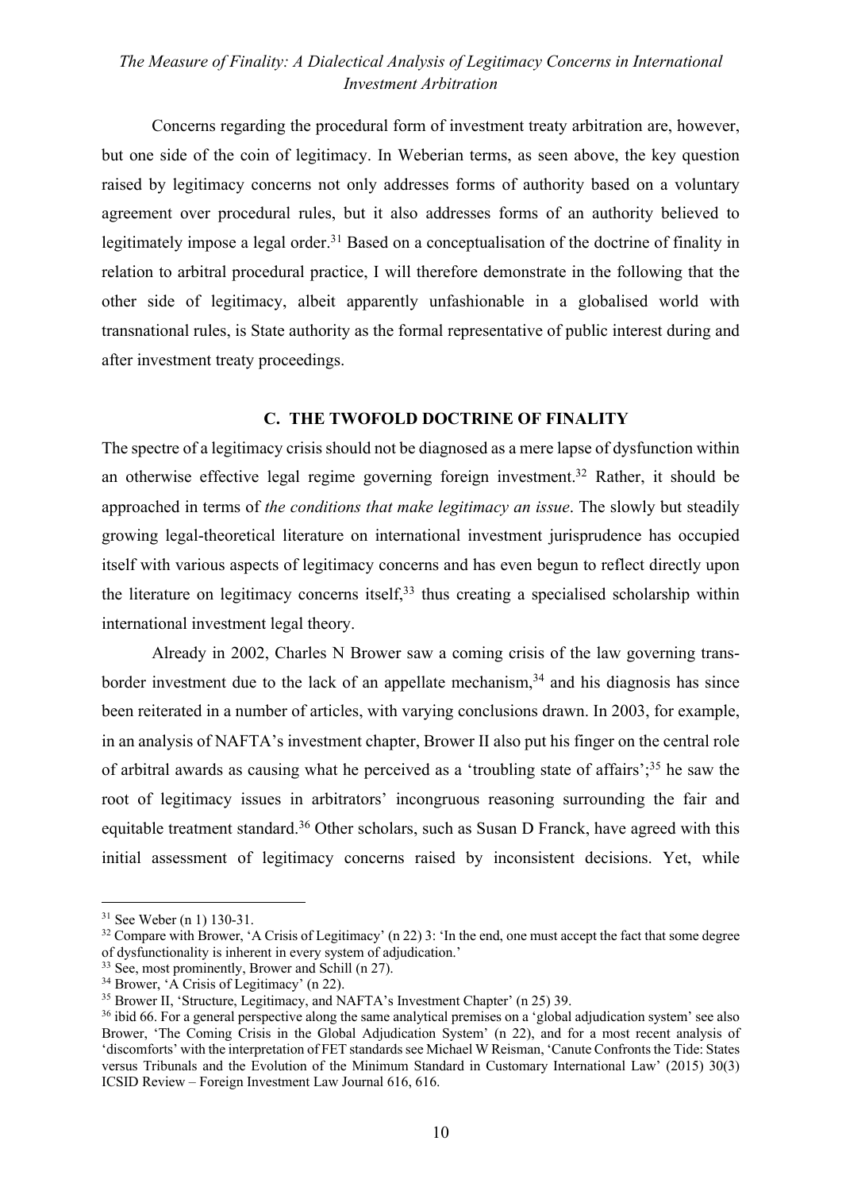Concerns regarding the procedural form of investment treaty arbitration are, however, but one side of the coin of legitimacy. In Weberian terms, as seen above, the key question raised by legitimacy concerns not only addresses forms of authority based on a voluntary agreement over procedural rules, but it also addresses forms of an authority believed to legitimately impose a legal order.[31] Based on a conceptualisation of the doctrine of finality in relation to arbitral procedural practice, I will therefore demonstrate in the following that the other side of legitimacy, albeit apparently unfashionable in a globalised world with transnational rules, is State authority as the formal representative of public interest during and after investment treaty proceedings.

## C. THE TWOFOLD DOCTRINE OF FINALITY

The spectre of a legitimacy crisis should not be diagnosed as a mere lapse of dysfunction within an otherwise effective legal regime governing foreign investment.[32] Rather, it should be approached in terms of *the conditions that make legitimacy an issue*. The slowly but steadily growing legal-theoretical literature on international investment jurisprudence has occupied itself with various aspects of legitimacy concerns and has even begun to reflect directly upon the literature on legitimacy concerns itself,[33] thus creating a specialised scholarship within international investment legal theory.

Already in 2002, Charles N Brower saw a coming crisis of the law governing trans-border investment due to the lack of an appellate mechanism,[34] and his diagnosis has since been reiterated in a number of articles, with varying conclusions drawn. In 2003, for example, in an analysis of NAFTA's investment chapter, Brower II also put his finger on the central role of arbitral awards as causing what he perceived as a 'troubling state of affairs';[35] he saw the root of legitimacy issues in arbitrators' incongruous reasoning surrounding the fair and equitable treatment standard.[36] Other scholars, such as Susan D Franck, have agreed with this initial assessment of legitimacy concerns raised by inconsistent decisions. Yet, while

---

[31] See Weber (n 1) 130-31.

[32] Compare with Brower, 'A Crisis of Legitimacy' (n 22) 3: 'In the end, one must accept the fact that some degree of dysfunctionality is inherent in every system of adjudication.'

[33] See, most prominently, Brower and Schill (n 27).

[34] Brower, 'A Crisis of Legitimacy' (n 22).

[35] Brower II, 'Structure, Legitimacy, and NAFTA's Investment Chapter' (n 25) 39.

[36] ibid 66. For a general perspective along the same analytical premises on a 'global adjudication system' see also Brower, 'The Coming Crisis in the Global Adjudication System' (n 22), and for a most recent analysis of 'discomforts' with the interpretation of FET standards see Michael W Reisman, 'Canute Confronts the Tide: States versus Tribunals and the Evolution of the Minimum Standard in Customary International Law' (2015) 30(3) ICSID Review – Foreign Investment Law Journal 616, 616.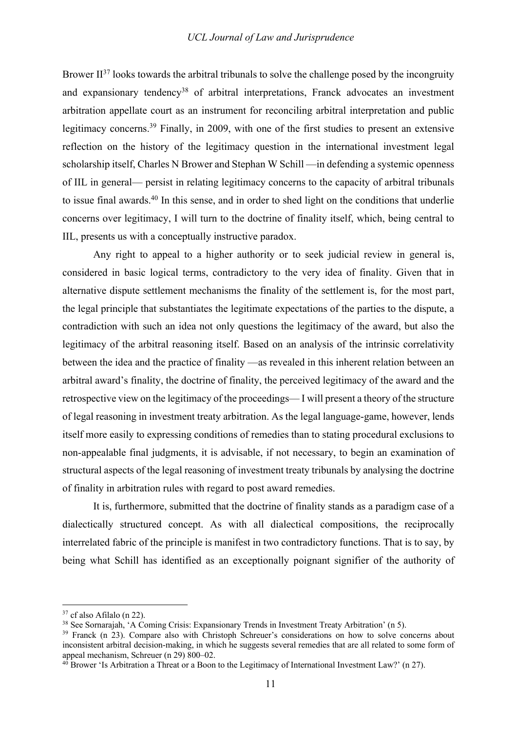Brower II[37] looks towards the arbitral tribunals to solve the challenge posed by the incongruity and expansionary tendency[38] of arbitral interpretations, Franck advocates an investment arbitration appellate court as an instrument for reconciling arbitral interpretation and public legitimacy concerns.[39] Finally, in 2009, with one of the first studies to present an extensive reflection on the history of the legitimacy question in the international investment legal scholarship itself, Charles N Brower and Stephan W Schill —in defending a systemic openness of IIL in general— persist in relating legitimacy concerns to the capacity of arbitral tribunals to issue final awards.[40] In this sense, and in order to shed light on the conditions that underlie concerns over legitimacy, I will turn to the doctrine of finality itself, which, being central to IIL, presents us with a conceptually instructive paradox.

Any right to appeal to a higher authority or to seek judicial review in general is, considered in basic logical terms, contradictory to the very idea of finality. Given that in alternative dispute settlement mechanisms the finality of the settlement is, for the most part, the legal principle that substantiates the legitimate expectations of the parties to the dispute, a contradiction with such an idea not only questions the legitimacy of the award, but also the legitimacy of the arbitral reasoning itself. Based on an analysis of the intrinsic correlativity between the idea and the practice of finality —as revealed in this inherent relation between an arbitral award's finality, the doctrine of finality, the perceived legitimacy of the award and the retrospective view on the legitimacy of the proceedings— I will present a theory of the structure of legal reasoning in investment treaty arbitration. As the legal language-game, however, lends itself more easily to expressing conditions of remedies than to stating procedural exclusions to non-appealable final judgments, it is advisable, if not necessary, to begin an examination of structural aspects of the legal reasoning of investment treaty tribunals by analysing the doctrine of finality in arbitration rules with regard to post award remedies.

It is, furthermore, submitted that the doctrine of finality stands as a paradigm case of a dialectically structured concept. As with all dialectical compositions, the reciprocally interrelated fabric of the principle is manifest in two contradictory functions. That is to say, by being what Schill has identified as an exceptionally poignant signifier of the authority of

---

[37] cf also Afilalo (n 22).

[38] See Sornarajah, 'A Coming Crisis: Expansionary Trends in Investment Treaty Arbitration' (n 5).

[39] Franck (n 23). Compare also with Christoph Schreuer's considerations on how to solve concerns about inconsistent arbitral decision-making, in which he suggests several remedies that are all related to some form of appeal mechanism, Schreuer (n 29) 800–02.

[40] Brower 'Is Arbitration a Threat or a Boon to the Legitimacy of International Investment Law?' (n 27).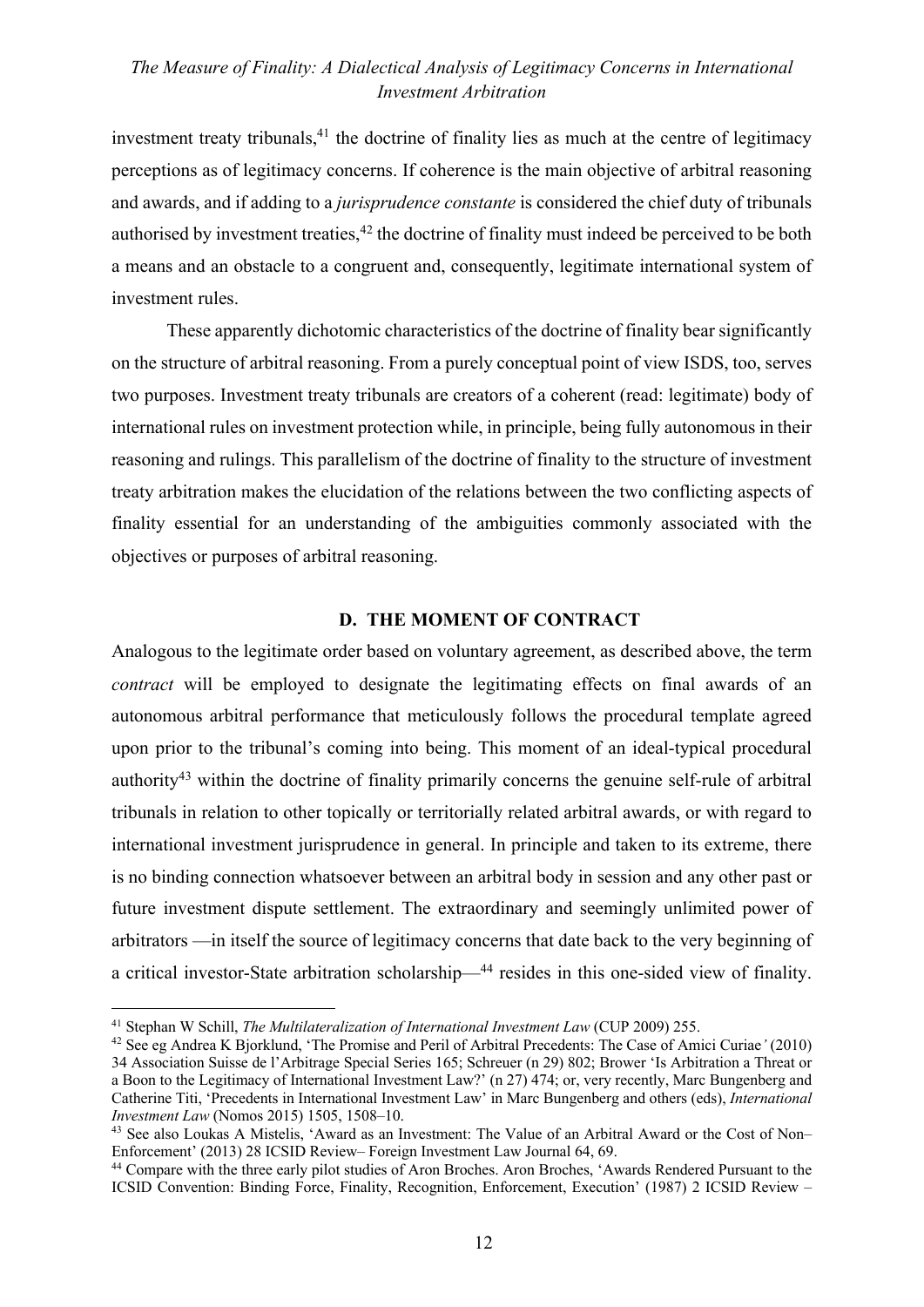investment treaty tribunals,[41] the doctrine of finality lies as much at the centre of legitimacy perceptions as of legitimacy concerns. If coherence is the main objective of arbitral reasoning and awards, and if adding to a *jurisprudence constante* is considered the chief duty of tribunals authorised by investment treaties,[42] the doctrine of finality must indeed be perceived to be both a means and an obstacle to a congruent and, consequently, legitimate international system of investment rules.

These apparently dichotomic characteristics of the doctrine of finality bear significantly on the structure of arbitral reasoning. From a purely conceptual point of view ISDS, too, serves two purposes. Investment treaty tribunals are creators of a coherent (read: legitimate) body of international rules on investment protection while, in principle, being fully autonomous in their reasoning and rulings. This parallelism of the doctrine of finality to the structure of investment treaty arbitration makes the elucidation of the relations between the two conflicting aspects of finality essential for an understanding of the ambiguities commonly associated with the objectives or purposes of arbitral reasoning.

## D. THE MOMENT OF CONTRACT

Analogous to the legitimate order based on voluntary agreement, as described above, the term *contract* will be employed to designate the legitimating effects on final awards of an autonomous arbitral performance that meticulously follows the procedural template agreed upon prior to the tribunal's coming into being. This moment of an ideal-typical procedural authority[43] within the doctrine of finality primarily concerns the genuine self-rule of arbitral tribunals in relation to other topically or territorially related arbitral awards, or with regard to international investment jurisprudence in general. In principle and taken to its extreme, there is no binding connection whatsoever between an arbitral body in session and any other past or future investment dispute settlement. The extraordinary and seemingly unlimited power of arbitrators —in itself the source of legitimacy concerns that date back to the very beginning of a critical investor-State arbitration scholarship—[44] resides in this one-sided view of finality.

---

[41] Stephan W Schill, *The Multilateralization of International Investment Law* (CUP 2009) 255.

[42] See eg Andrea K Bjorklund, 'The Promise and Peril of Arbitral Precedents: The Case of Amici Curiae*'* (2010) 34 Association Suisse de l'Arbitrage Special Series 165; Schreuer (n 29) 802; Brower 'Is Arbitration a Threat or a Boon to the Legitimacy of International Investment Law?' (n 27) 474; or, very recently, Marc Bungenberg and Catherine Titi, 'Precedents in International Investment Law' in Marc Bungenberg and others (eds), *International Investment Law* (Nomos 2015) 1505, 1508–10.

[43] See also Loukas A Mistelis, 'Award as an Investment: The Value of an Arbitral Award or the Cost of Non–Enforcement' (2013) 28 ICSID Review– Foreign Investment Law Journal 64, 69.

[44] Compare with the three early pilot studies of Aron Broches. Aron Broches, 'Awards Rendered Pursuant to the ICSID Convention: Binding Force, Finality, Recognition, Enforcement, Execution' (1987) 2 ICSID Review –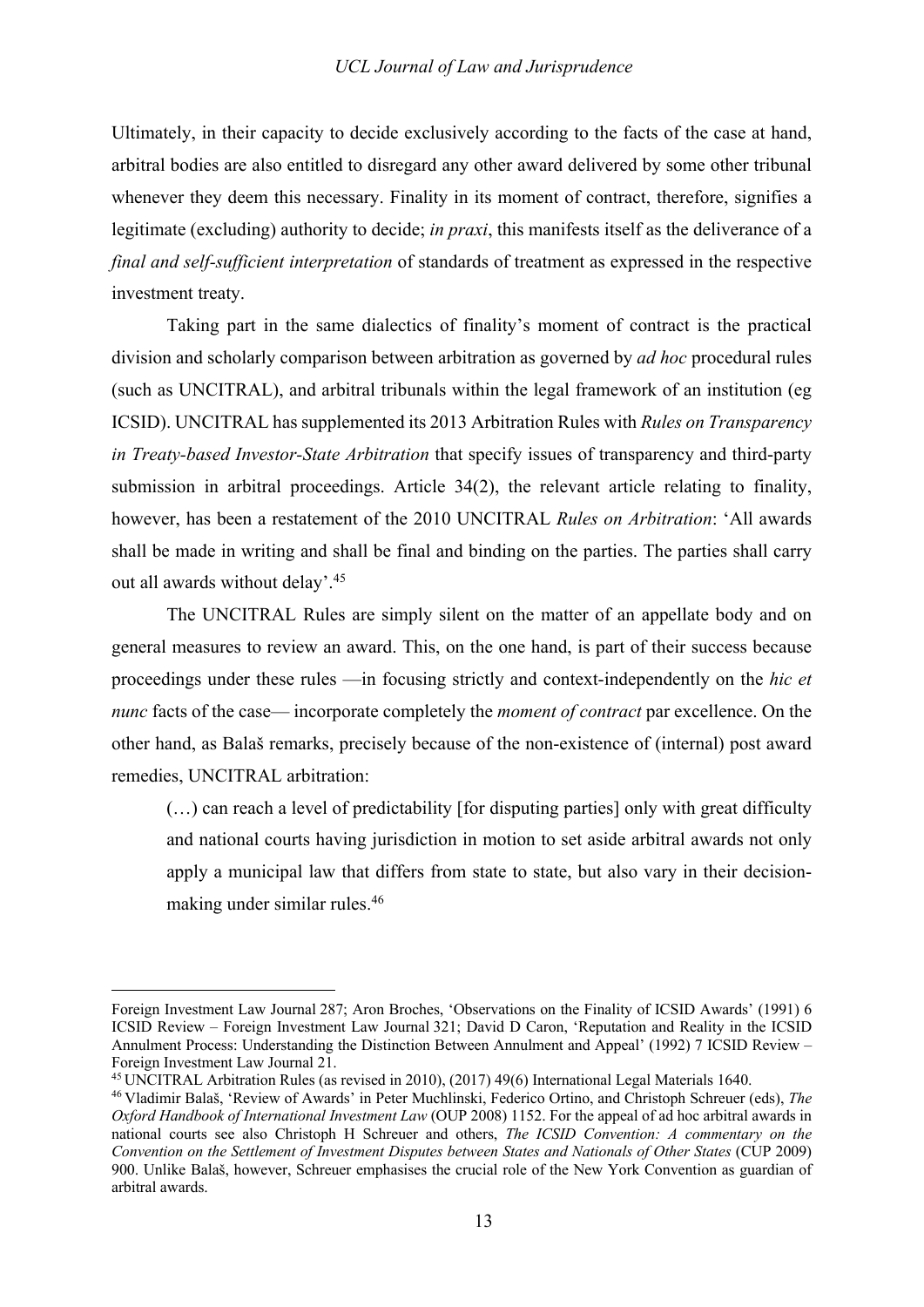Ultimately, in their capacity to decide exclusively according to the facts of the case at hand, arbitral bodies are also entitled to disregard any other award delivered by some other tribunal whenever they deem this necessary. Finality in its moment of contract, therefore, signifies a legitimate (excluding) authority to decide; *in praxi*, this manifests itself as the deliverance of a *final and self-sufficient interpretation* of standards of treatment as expressed in the respective investment treaty.

Taking part in the same dialectics of finality's moment of contract is the practical division and scholarly comparison between arbitration as governed by *ad hoc* procedural rules (such as UNCITRAL), and arbitral tribunals within the legal framework of an institution (eg ICSID). UNCITRAL has supplemented its 2013 Arbitration Rules with *Rules on Transparency in Treaty-based Investor-State Arbitration* that specify issues of transparency and third-party submission in arbitral proceedings. Article 34(2), the relevant article relating to finality, however, has been a restatement of the 2010 UNCITRAL *Rules on Arbitration*: 'All awards shall be made in writing and shall be final and binding on the parties. The parties shall carry out all awards without delay'.[45]

The UNCITRAL Rules are simply silent on the matter of an appellate body and on general measures to review an award. This, on the one hand, is part of their success because proceedings under these rules —in focusing strictly and context-independently on the *hic et nunc* facts of the case— incorporate completely the *moment of contract* par excellence. On the other hand, as Balaš remarks, precisely because of the non-existence of (internal) post award remedies, UNCITRAL arbitration:

> (…) can reach a level of predictability [for disputing parties] only with great difficulty and national courts having jurisdiction in motion to set aside arbitral awards not only apply a municipal law that differs from state to state, but also vary in their decision-making under similar rules.[46]

---

Foreign Investment Law Journal 287; Aron Broches, 'Observations on the Finality of ICSID Awards' (1991) 6 ICSID Review – Foreign Investment Law Journal 321; David D Caron, 'Reputation and Reality in the ICSID Annulment Process: Understanding the Distinction Between Annulment and Appeal' (1992) 7 ICSID Review – Foreign Investment Law Journal 21.

[45] UNCITRAL Arbitration Rules (as revised in 2010), (2017) 49(6) International Legal Materials 1640.

[46] Vladimir Balaš, 'Review of Awards' in Peter Muchlinski, Federico Ortino, and Christoph Schreuer (eds), *The Oxford Handbook of International Investment Law* (OUP 2008) 1152. For the appeal of ad hoc arbitral awards in national courts see also Christoph H Schreuer and others, *The ICSID Convention: A commentary on the Convention on the Settlement of Investment Disputes between States and Nationals of Other States* (CUP 2009) 900. Unlike Balaš, however, Schreuer emphasises the crucial role of the New York Convention as guardian of arbitral awards.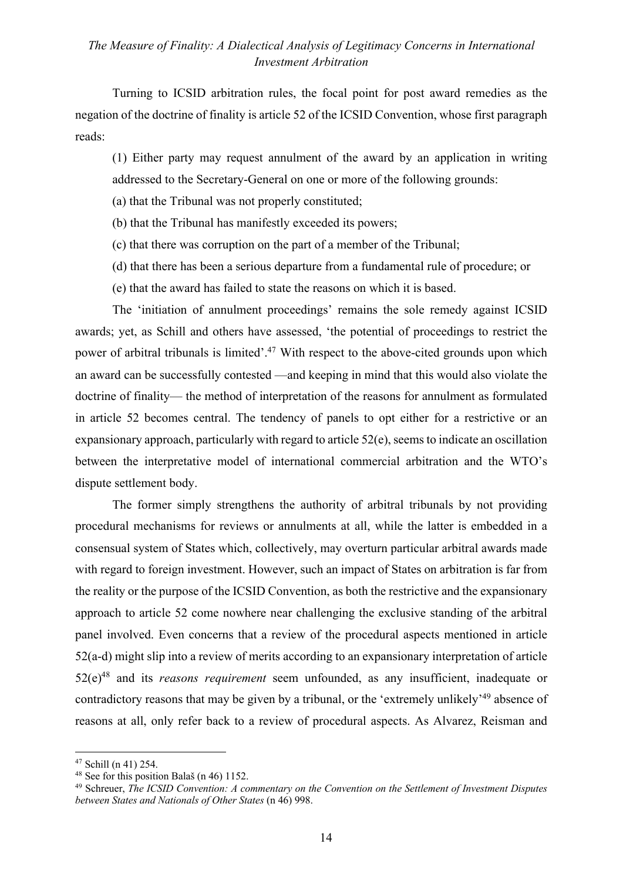Turning to ICSID arbitration rules, the focal point for post award remedies as the negation of the doctrine of finality is article 52 of the ICSID Convention, whose first paragraph reads:

> (1) Either party may request annulment of the award by an application in writing addressed to the Secretary-General on one or more of the following grounds:
>
> (a) that the Tribunal was not properly constituted;
>
> (b) that the Tribunal has manifestly exceeded its powers;
>
> (c) that there was corruption on the part of a member of the Tribunal;
>
> (d) that there has been a serious departure from a fundamental rule of procedure; or
>
> (e) that the award has failed to state the reasons on which it is based.

The 'initiation of annulment proceedings' remains the sole remedy against ICSID awards; yet, as Schill and others have assessed, 'the potential of proceedings to restrict the power of arbitral tribunals is limited'.[47] With respect to the above-cited grounds upon which an award can be successfully contested —and keeping in mind that this would also violate the doctrine of finality— the method of interpretation of the reasons for annulment as formulated in article 52 becomes central. The tendency of panels to opt either for a restrictive or an expansionary approach, particularly with regard to article 52(e), seems to indicate an oscillation between the interpretative model of international commercial arbitration and the WTO's dispute settlement body.

The former simply strengthens the authority of arbitral tribunals by not providing procedural mechanisms for reviews or annulments at all, while the latter is embedded in a consensual system of States which, collectively, may overturn particular arbitral awards made with regard to foreign investment. However, such an impact of States on arbitration is far from the reality or the purpose of the ICSID Convention, as both the restrictive and the expansionary approach to article 52 come nowhere near challenging the exclusive standing of the arbitral panel involved. Even concerns that a review of the procedural aspects mentioned in article 52(a-d) might slip into a review of merits according to an expansionary interpretation of article 52(e)[48] and its *reasons requirement* seem unfounded, as any insufficient, inadequate or contradictory reasons that may be given by a tribunal, or the 'extremely unlikely'[49] absence of reasons at all, only refer back to a review of procedural aspects. As Alvarez, Reisman and

---

[47] Schill (n 41) 254.

[48] See for this position Balaš (n 46) 1152.

[49] Schreuer, *The ICSID Convention: A commentary on the Convention on the Settlement of Investment Disputes between States and Nationals of Other States* (n 46) 998.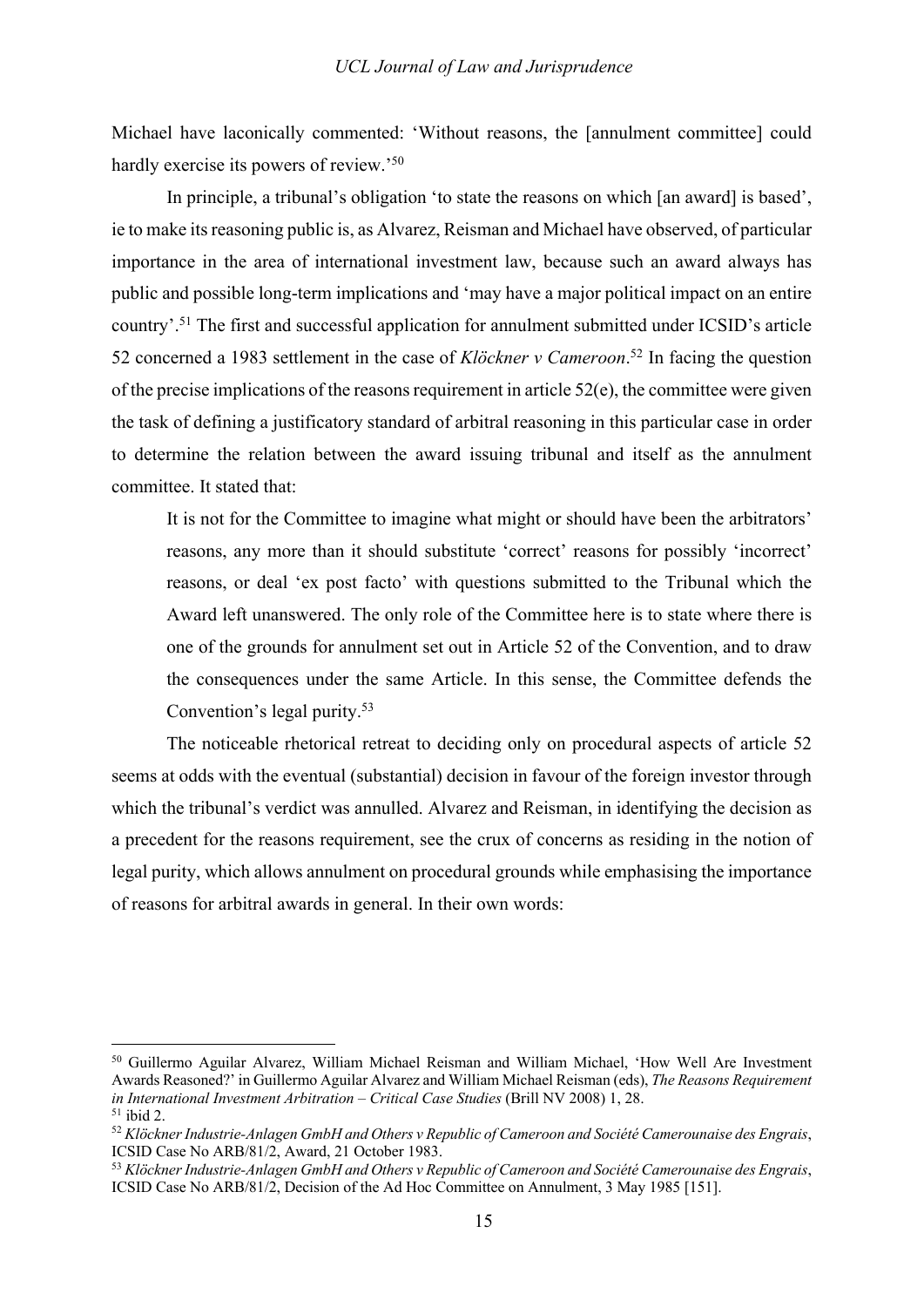Michael have laconically commented: 'Without reasons, the [annulment committee] could hardly exercise its powers of review.'[50]

In principle, a tribunal's obligation 'to state the reasons on which [an award] is based', ie to make its reasoning public is, as Alvarez, Reisman and Michael have observed, of particular importance in the area of international investment law, because such an award always has public and possible long-term implications and 'may have a major political impact on an entire country'.[51] The first and successful application for annulment submitted under ICSID's article 52 concerned a 1983 settlement in the case of *Klöckner v Cameroon*.[52] In facing the question of the precise implications of the reasons requirement in article 52(e), the committee were given the task of defining a justificatory standard of arbitral reasoning in this particular case in order to determine the relation between the award issuing tribunal and itself as the annulment committee. It stated that:

> It is not for the Committee to imagine what might or should have been the arbitrators' reasons, any more than it should substitute 'correct' reasons for possibly 'incorrect' reasons, or deal 'ex post facto' with questions submitted to the Tribunal which the Award left unanswered. The only role of the Committee here is to state where there is one of the grounds for annulment set out in Article 52 of the Convention, and to draw the consequences under the same Article. In this sense, the Committee defends the Convention's legal purity.[53]

The noticeable rhetorical retreat to deciding only on procedural aspects of article 52 seems at odds with the eventual (substantial) decision in favour of the foreign investor through which the tribunal's verdict was annulled. Alvarez and Reisman, in identifying the decision as a precedent for the reasons requirement, see the crux of concerns as residing in the notion of legal purity, which allows annulment on procedural grounds while emphasising the importance of reasons for arbitral awards in general. In their own words:

---

[50] Guillermo Aguilar Alvarez, William Michael Reisman and William Michael, 'How Well Are Investment Awards Reasoned?' in Guillermo Aguilar Alvarez and William Michael Reisman (eds), *The Reasons Requirement in International Investment Arbitration – Critical Case Studies* (Brill NV 2008) 1, 28.

[51] ibid 2.

[52] *Klöckner Industrie-Anlagen GmbH and Others v Republic of Cameroon and Société Camerounaise des Engrais*, ICSID Case No ARB/81/2, Award, 21 October 1983.

[53] *Klöckner Industrie-Anlagen GmbH and Others v Republic of Cameroon and Société Camerounaise des Engrais*, ICSID Case No ARB/81/2, Decision of the Ad Hoc Committee on Annulment, 3 May 1985 [151].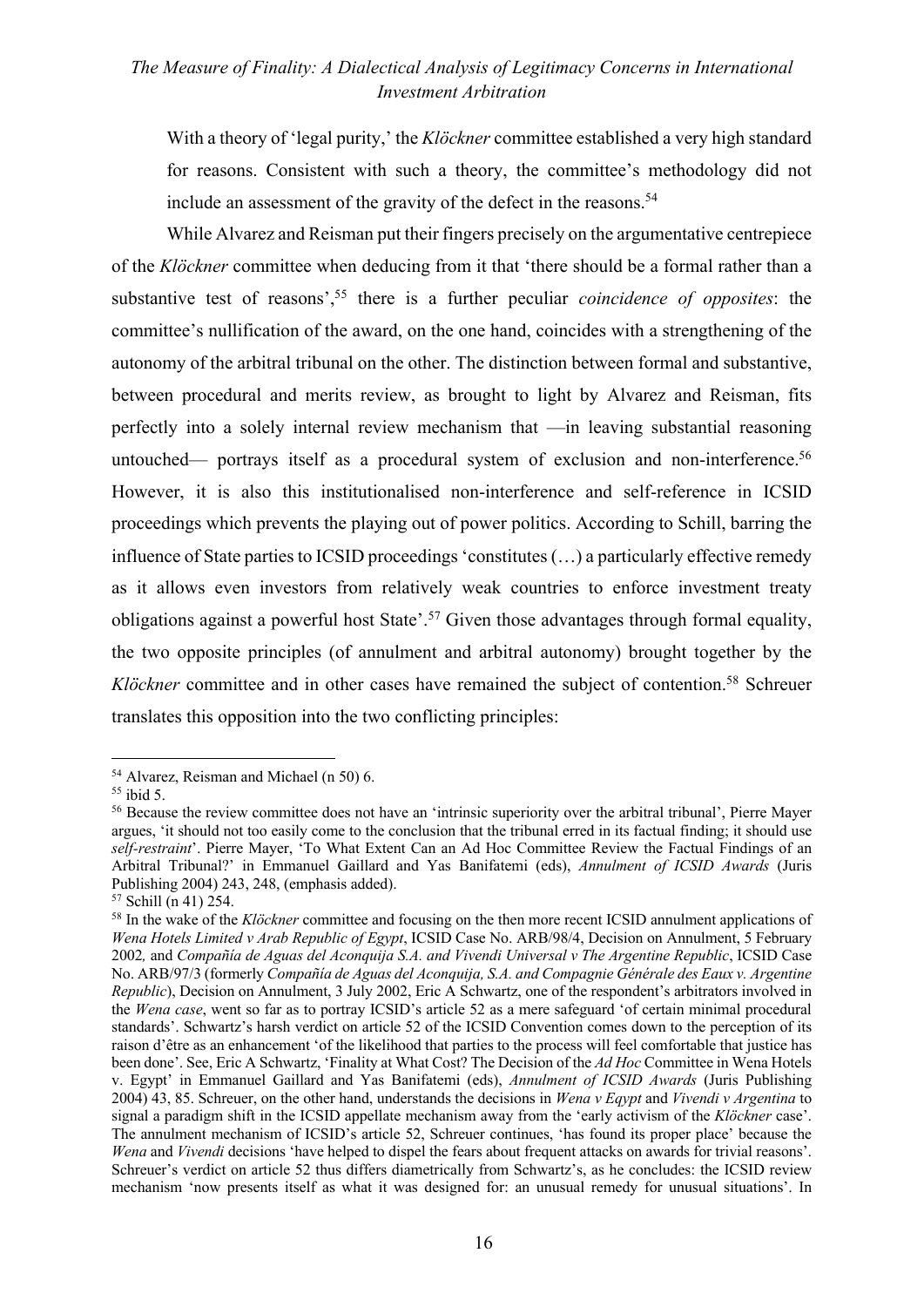With a theory of 'legal purity,' the *Klöckner* committee established a very high standard for reasons. Consistent with such a theory, the committee's methodology did not include an assessment of the gravity of the defect in the reasons.[54]

While Alvarez and Reisman put their fingers precisely on the argumentative centrepiece of the *Klöckner* committee when deducing from it that 'there should be a formal rather than a substantive test of reasons',[55] there is a further peculiar *coincidence of opposites*: the committee's nullification of the award, on the one hand, coincides with a strengthening of the autonomy of the arbitral tribunal on the other. The distinction between formal and substantive, between procedural and merits review, as brought to light by Alvarez and Reisman, fits perfectly into a solely internal review mechanism that —in leaving substantial reasoning untouched— portrays itself as a procedural system of exclusion and non-interference.[56] However, it is also this institutionalised non-interference and self-reference in ICSID proceedings which prevents the playing out of power politics. According to Schill, barring the influence of State parties to ICSID proceedings 'constitutes (…) a particularly effective remedy as it allows even investors from relatively weak countries to enforce investment treaty obligations against a powerful host State'.[57] Given those advantages through formal equality, the two opposite principles (of annulment and arbitral autonomy) brought together by the *Klöckner* committee and in other cases have remained the subject of contention.[58] Schreuer translates this opposition into the two conflicting principles:

---

[54] Alvarez, Reisman and Michael (n 50) 6.

[55] ibid 5.

[56] Because the review committee does not have an 'intrinsic superiority over the arbitral tribunal', Pierre Mayer argues, 'it should not too easily come to the conclusion that the tribunal erred in its factual finding; it should use *self-restraint*'. Pierre Mayer, 'To What Extent Can an Ad Hoc Committee Review the Factual Findings of an Arbitral Tribunal?' in Emmanuel Gaillard and Yas Banifatemi (eds), *Annulment of ICSID Awards* (Juris Publishing 2004) 243, 248, (emphasis added).

[57] Schill (n 41) 254.

[58] In the wake of the *Klöckner* committee and focusing on the then more recent ICSID annulment applications of *Wena Hotels Limited v Arab Republic of Egypt*, ICSID Case No. ARB/98/4, Decision on Annulment, 5 February 2002*,* and *Compañía de Aguas del Aconquija S.A. and Vivendi Universal v The Argentine Republic*, ICSID Case No. ARB/97/3 (formerly *Compañía de Aguas del Aconquija, S.A. and Compagnie Générale des Eaux v. Argentine Republic*), Decision on Annulment, 3 July 2002, Eric A Schwartz, one of the respondent's arbitrators involved in the *Wena case*, went so far as to portray ICSID's article 52 as a mere safeguard 'of certain minimal procedural standards'. Schwartz's harsh verdict on article 52 of the ICSID Convention comes down to the perception of its raison d'être as an enhancement 'of the likelihood that parties to the process will feel comfortable that justice has been done'. See, Eric A Schwartz, 'Finality at What Cost? The Decision of the *Ad Hoc* Committee in Wena Hotels v. Egypt' in Emmanuel Gaillard and Yas Banifatemi (eds), *Annulment of ICSID Awards* (Juris Publishing 2004) 43, 85. Schreuer, on the other hand, understands the decisions in *Wena v Eqypt* and *Vivendi v Argentina* to signal a paradigm shift in the ICSID appellate mechanism away from the 'early activism of the *Klöckner* case'. The annulment mechanism of ICSID's article 52, Schreuer continues, 'has found its proper place' because the *Wena* and *Vivendi* decisions 'have helped to dispel the fears about frequent attacks on awards for trivial reasons'. Schreuer's verdict on article 52 thus differs diametrically from Schwartz's, as he concludes: the ICSID review mechanism 'now presents itself as what it was designed for: an unusual remedy for unusual situations'. In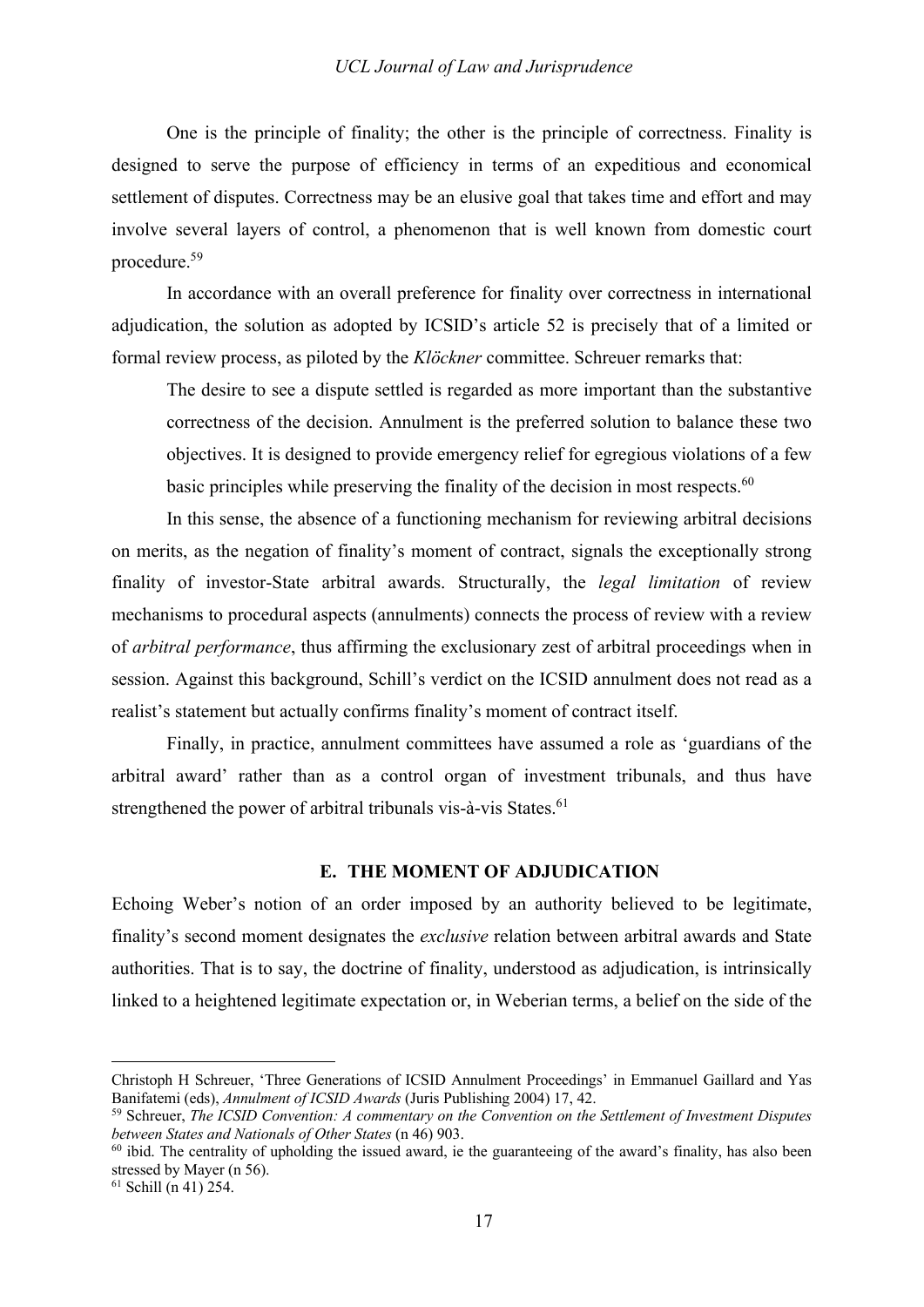One is the principle of finality; the other is the principle of correctness. Finality is designed to serve the purpose of efficiency in terms of an expeditious and economical settlement of disputes. Correctness may be an elusive goal that takes time and effort and may involve several layers of control, a phenomenon that is well known from domestic court procedure.[59]

In accordance with an overall preference for finality over correctness in international adjudication, the solution as adopted by ICSID's article 52 is precisely that of a limited or formal review process, as piloted by the *Klöckner* committee. Schreuer remarks that:

> The desire to see a dispute settled is regarded as more important than the substantive correctness of the decision. Annulment is the preferred solution to balance these two objectives. It is designed to provide emergency relief for egregious violations of a few basic principles while preserving the finality of the decision in most respects.[60]

In this sense, the absence of a functioning mechanism for reviewing arbitral decisions on merits, as the negation of finality's moment of contract, signals the exceptionally strong finality of investor-State arbitral awards. Structurally, the *legal limitation* of review mechanisms to procedural aspects (annulments) connects the process of review with a review of *arbitral performance*, thus affirming the exclusionary zest of arbitral proceedings when in session. Against this background, Schill's verdict on the ICSID annulment does not read as a realist's statement but actually confirms finality's moment of contract itself.

Finally, in practice, annulment committees have assumed a role as 'guardians of the arbitral award' rather than as a control organ of investment tribunals, and thus have strengthened the power of arbitral tribunals vis-à-vis States.[61]

## E. THE MOMENT OF ADJUDICATION

Echoing Weber's notion of an order imposed by an authority believed to be legitimate, finality's second moment designates the *exclusive* relation between arbitral awards and State authorities. That is to say, the doctrine of finality, understood as adjudication, is intrinsically linked to a heightened legitimate expectation or, in Weberian terms, a belief on the side of the

---

Christoph H Schreuer, 'Three Generations of ICSID Annulment Proceedings' in Emmanuel Gaillard and Yas Banifatemi (eds), *Annulment of ICSID Awards* (Juris Publishing 2004) 17, 42.

[59] Schreuer, *The ICSID Convention: A commentary on the Convention on the Settlement of Investment Disputes between States and Nationals of Other States* (n 46) 903.

[60] ibid. The centrality of upholding the issued award, ie the guaranteeing of the award's finality, has also been stressed by Mayer (n 56).

[61] Schill (n 41) 254.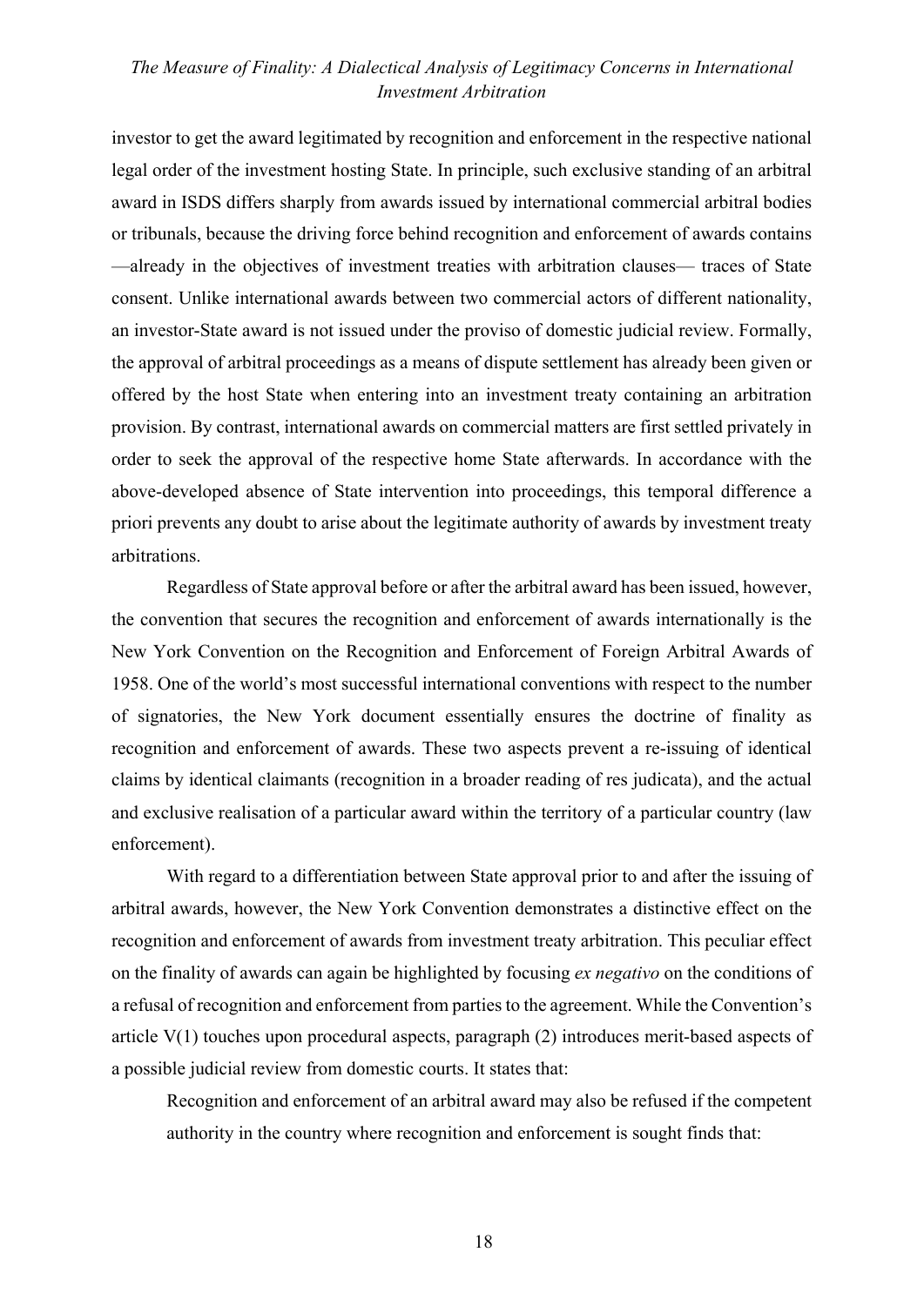investor to get the award legitimated by recognition and enforcement in the respective national legal order of the investment hosting State. In principle, such exclusive standing of an arbitral award in ISDS differs sharply from awards issued by international commercial arbitral bodies or tribunals, because the driving force behind recognition and enforcement of awards contains —already in the objectives of investment treaties with arbitration clauses— traces of State consent. Unlike international awards between two commercial actors of different nationality, an investor-State award is not issued under the proviso of domestic judicial review. Formally, the approval of arbitral proceedings as a means of dispute settlement has already been given or offered by the host State when entering into an investment treaty containing an arbitration provision. By contrast, international awards on commercial matters are first settled privately in order to seek the approval of the respective home State afterwards. In accordance with the above-developed absence of State intervention into proceedings, this temporal difference a priori prevents any doubt to arise about the legitimate authority of awards by investment treaty arbitrations.

Regardless of State approval before or after the arbitral award has been issued, however, the convention that secures the recognition and enforcement of awards internationally is the New York Convention on the Recognition and Enforcement of Foreign Arbitral Awards of 1958. One of the world's most successful international conventions with respect to the number of signatories, the New York document essentially ensures the doctrine of finality as recognition and enforcement of awards. These two aspects prevent a re-issuing of identical claims by identical claimants (recognition in a broader reading of res judicata), and the actual and exclusive realisation of a particular award within the territory of a particular country (law enforcement).

With regard to a differentiation between State approval prior to and after the issuing of arbitral awards, however, the New York Convention demonstrates a distinctive effect on the recognition and enforcement of awards from investment treaty arbitration. This peculiar effect on the finality of awards can again be highlighted by focusing *ex negativo* on the conditions of a refusal of recognition and enforcement from parties to the agreement. While the Convention's article V(1) touches upon procedural aspects, paragraph (2) introduces merit-based aspects of a possible judicial review from domestic courts. It states that:

> Recognition and enforcement of an arbitral award may also be refused if the competent authority in the country where recognition and enforcement is sought finds that: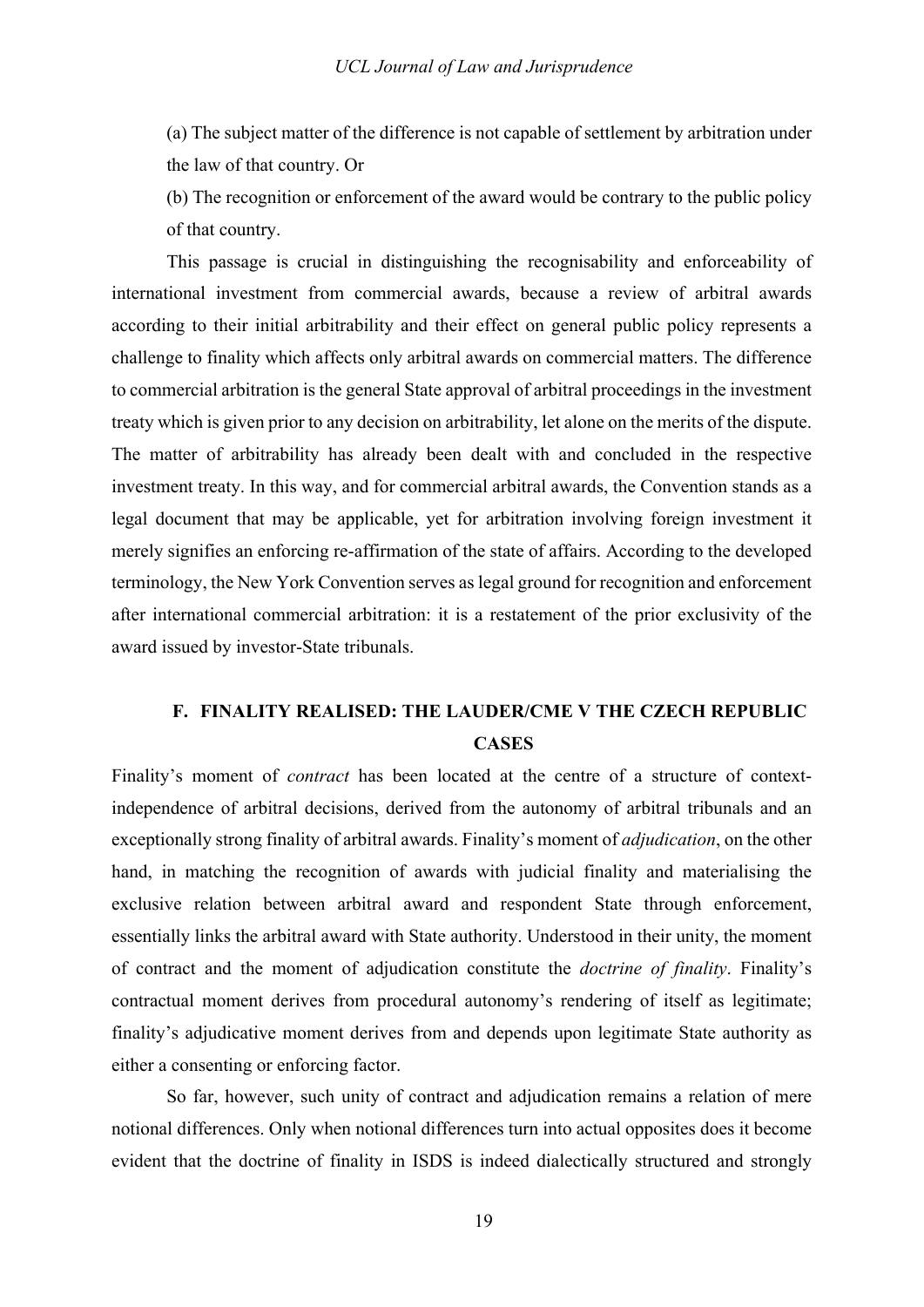(a) The subject matter of the difference is not capable of settlement by arbitration under the law of that country. Or

(b) The recognition or enforcement of the award would be contrary to the public policy of that country.

This passage is crucial in distinguishing the recognisability and enforceability of international investment from commercial awards, because a review of arbitral awards according to their initial arbitrability and their effect on general public policy represents a challenge to finality which affects only arbitral awards on commercial matters. The difference to commercial arbitration is the general State approval of arbitral proceedings in the investment treaty which is given prior to any decision on arbitrability, let alone on the merits of the dispute. The matter of arbitrability has already been dealt with and concluded in the respective investment treaty. In this way, and for commercial arbitral awards, the Convention stands as a legal document that may be applicable, yet for arbitration involving foreign investment it merely signifies an enforcing re-affirmation of the state of affairs. According to the developed terminology, the New York Convention serves as legal ground for recognition and enforcement after international commercial arbitration: it is a restatement of the prior exclusivity of the award issued by investor-State tribunals.

## F. FINALITY REALISED: THE LAUDER/CME V THE CZECH REPUBLIC CASES

Finality's moment of *contract* has been located at the centre of a structure of context-independence of arbitral decisions, derived from the autonomy of arbitral tribunals and an exceptionally strong finality of arbitral awards. Finality's moment of *adjudication*, on the other hand, in matching the recognition of awards with judicial finality and materialising the exclusive relation between arbitral award and respondent State through enforcement, essentially links the arbitral award with State authority. Understood in their unity, the moment of contract and the moment of adjudication constitute the *doctrine of finality*. Finality's contractual moment derives from procedural autonomy's rendering of itself as legitimate; finality's adjudicative moment derives from and depends upon legitimate State authority as either a consenting or enforcing factor.

So far, however, such unity of contract and adjudication remains a relation of mere notional differences. Only when notional differences turn into actual opposites does it become evident that the doctrine of finality in ISDS is indeed dialectically structured and strongly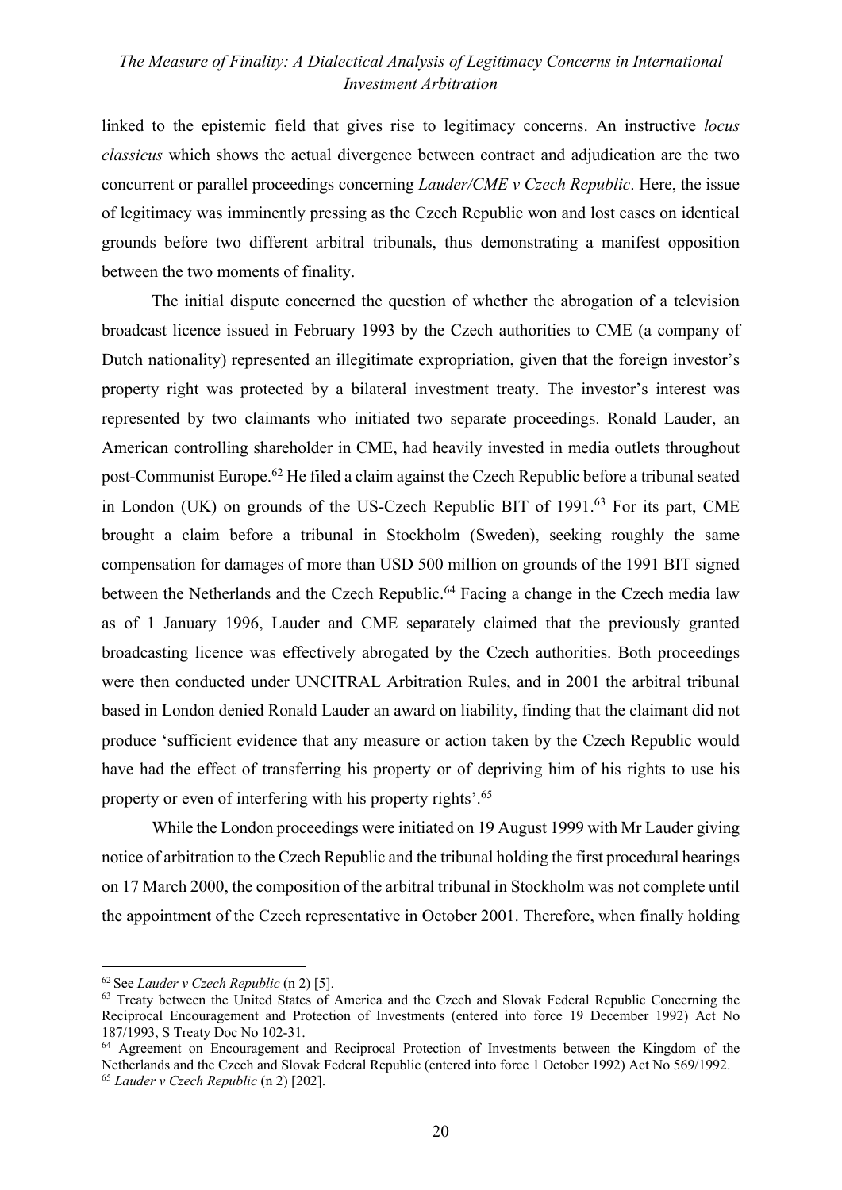linked to the epistemic field that gives rise to legitimacy concerns. An instructive *locus classicus* which shows the actual divergence between contract and adjudication are the two concurrent or parallel proceedings concerning *Lauder/CME v Czech Republic*. Here, the issue of legitimacy was imminently pressing as the Czech Republic won and lost cases on identical grounds before two different arbitral tribunals, thus demonstrating a manifest opposition between the two moments of finality.

The initial dispute concerned the question of whether the abrogation of a television broadcast licence issued in February 1993 by the Czech authorities to CME (a company of Dutch nationality) represented an illegitimate expropriation, given that the foreign investor's property right was protected by a bilateral investment treaty. The investor's interest was represented by two claimants who initiated two separate proceedings. Ronald Lauder, an American controlling shareholder in CME, had heavily invested in media outlets throughout post-Communist Europe.[62] He filed a claim against the Czech Republic before a tribunal seated in London (UK) on grounds of the US-Czech Republic BIT of 1991.[63] For its part, CME brought a claim before a tribunal in Stockholm (Sweden), seeking roughly the same compensation for damages of more than USD 500 million on grounds of the 1991 BIT signed between the Netherlands and the Czech Republic.[64] Facing a change in the Czech media law as of 1 January 1996, Lauder and CME separately claimed that the previously granted broadcasting licence was effectively abrogated by the Czech authorities. Both proceedings were then conducted under UNCITRAL Arbitration Rules, and in 2001 the arbitral tribunal based in London denied Ronald Lauder an award on liability, finding that the claimant did not produce 'sufficient evidence that any measure or action taken by the Czech Republic would have had the effect of transferring his property or of depriving him of his rights to use his property or even of interfering with his property rights'.[65]

While the London proceedings were initiated on 19 August 1999 with Mr Lauder giving notice of arbitration to the Czech Republic and the tribunal holding the first procedural hearings on 17 March 2000, the composition of the arbitral tribunal in Stockholm was not complete until the appointment of the Czech representative in October 2001. Therefore, when finally holding

[62] See *Lauder v Czech Republic* (n 2) [5].

[63] Treaty between the United States of America and the Czech and Slovak Federal Republic Concerning the Reciprocal Encouragement and Protection of Investments (entered into force 19 December 1992) Act No 187/1993, S Treaty Doc No 102-31.

[64] Agreement on Encouragement and Reciprocal Protection of Investments between the Kingdom of the Netherlands and the Czech and Slovak Federal Republic (entered into force 1 October 1992) Act No 569/1992.

[65] *Lauder v Czech Republic* (n 2) [202].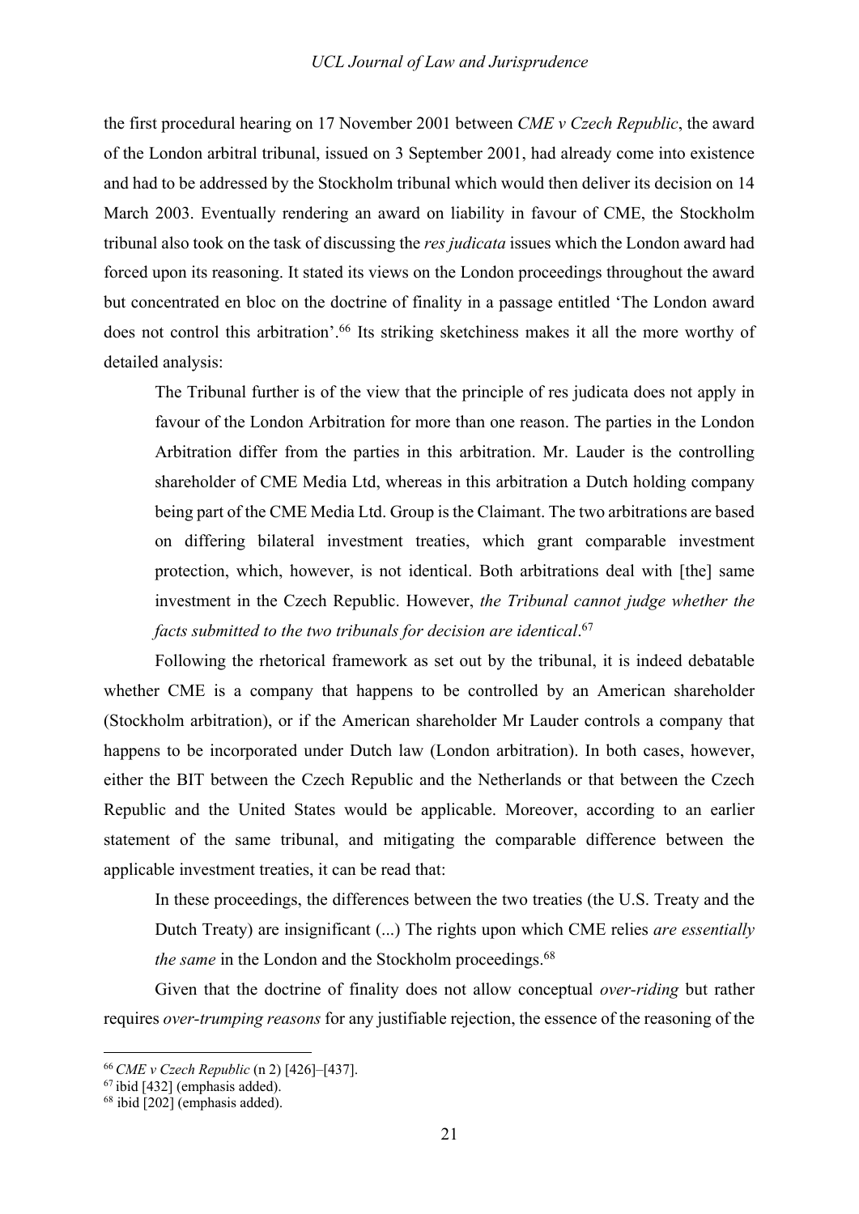the first procedural hearing on 17 November 2001 between *CME v Czech Republic*, the award of the London arbitral tribunal, issued on 3 September 2001, had already come into existence and had to be addressed by the Stockholm tribunal which would then deliver its decision on 14 March 2003. Eventually rendering an award on liability in favour of CME, the Stockholm tribunal also took on the task of discussing the *res judicata* issues which the London award had forced upon its reasoning. It stated its views on the London proceedings throughout the award but concentrated en bloc on the doctrine of finality in a passage entitled 'The London award does not control this arbitration'.[66] Its striking sketchiness makes it all the more worthy of detailed analysis:

> The Tribunal further is of the view that the principle of res judicata does not apply in favour of the London Arbitration for more than one reason. The parties in the London Arbitration differ from the parties in this arbitration. Mr. Lauder is the controlling shareholder of CME Media Ltd, whereas in this arbitration a Dutch holding company being part of the CME Media Ltd. Group is the Claimant. The two arbitrations are based on differing bilateral investment treaties, which grant comparable investment protection, which, however, is not identical. Both arbitrations deal with [the] same investment in the Czech Republic. However, *the Tribunal cannot judge whether the facts submitted to the two tribunals for decision are identical*.[67]

Following the rhetorical framework as set out by the tribunal, it is indeed debatable whether CME is a company that happens to be controlled by an American shareholder (Stockholm arbitration), or if the American shareholder Mr Lauder controls a company that happens to be incorporated under Dutch law (London arbitration). In both cases, however, either the BIT between the Czech Republic and the Netherlands or that between the Czech Republic and the United States would be applicable. Moreover, according to an earlier statement of the same tribunal, and mitigating the comparable difference between the applicable investment treaties, it can be read that:

> In these proceedings, the differences between the two treaties (the U.S. Treaty and the Dutch Treaty) are insignificant (...) The rights upon which CME relies *are essentially the same* in the London and the Stockholm proceedings.[68]

Given that the doctrine of finality does not allow conceptual *over-riding* but rather requires *over-trumping reasons* for any justifiable rejection, the essence of the reasoning of the

---

[66] *CME v Czech Republic* (n 2) [426]–[437].

[67] ibid [432] (emphasis added).

[68] ibid [202] (emphasis added).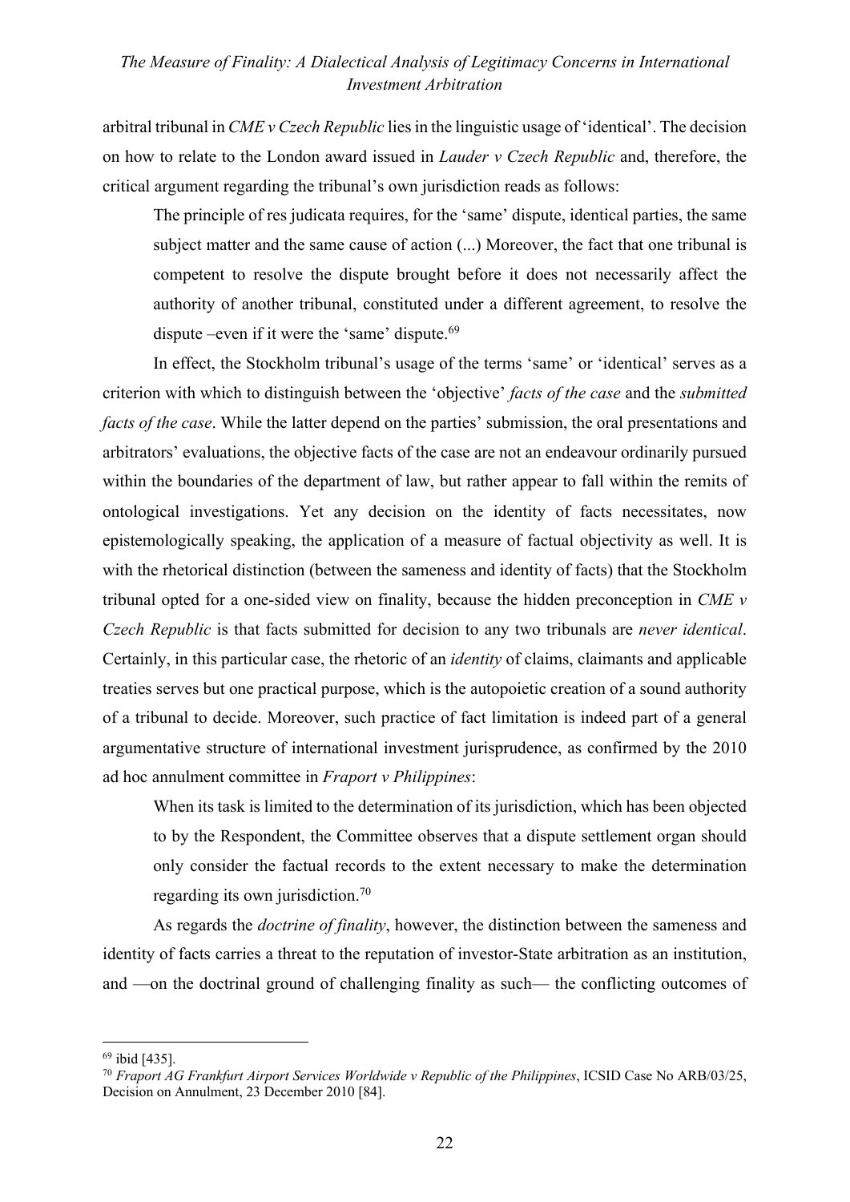arbitral tribunal in *CME v Czech Republic* lies in the linguistic usage of 'identical'. The decision on how to relate to the London award issued in *Lauder v Czech Republic* and, therefore, the critical argument regarding the tribunal's own jurisdiction reads as follows:

> The principle of res judicata requires, for the 'same' dispute, identical parties, the same subject matter and the same cause of action (...) Moreover, the fact that one tribunal is competent to resolve the dispute brought before it does not necessarily affect the authority of another tribunal, constituted under a different agreement, to resolve the dispute –even if it were the 'same' dispute.[69]

In effect, the Stockholm tribunal's usage of the terms 'same' or 'identical' serves as a criterion with which to distinguish between the 'objective' *facts of the case* and the *submitted facts of the case*. While the latter depend on the parties' submission, the oral presentations and arbitrators' evaluations, the objective facts of the case are not an endeavour ordinarily pursued within the boundaries of the department of law, but rather appear to fall within the remits of ontological investigations. Yet any decision on the identity of facts necessitates, now epistemologically speaking, the application of a measure of factual objectivity as well. It is with the rhetorical distinction (between the sameness and identity of facts) that the Stockholm tribunal opted for a one-sided view on finality, because the hidden preconception in *CME v Czech Republic* is that facts submitted for decision to any two tribunals are *never identical*. Certainly, in this particular case, the rhetoric of an *identity* of claims, claimants and applicable treaties serves but one practical purpose, which is the autopoietic creation of a sound authority of a tribunal to decide. Moreover, such practice of fact limitation is indeed part of a general argumentative structure of international investment jurisprudence, as confirmed by the 2010 ad hoc annulment committee in *Fraport v Philippines*:

> When its task is limited to the determination of its jurisdiction, which has been objected to by the Respondent, the Committee observes that a dispute settlement organ should only consider the factual records to the extent necessary to make the determination regarding its own jurisdiction.[70]

As regards the *doctrine of finality*, however, the distinction between the sameness and identity of facts carries a threat to the reputation of investor-State arbitration as an institution, and —on the doctrinal ground of challenging finality as such— the conflicting outcomes of

---

[69] ibid [435].

[70] *Fraport AG Frankfurt Airport Services Worldwide v Republic of the Philippines*, ICSID Case No ARB/03/25, Decision on Annulment, 23 December 2010 [84].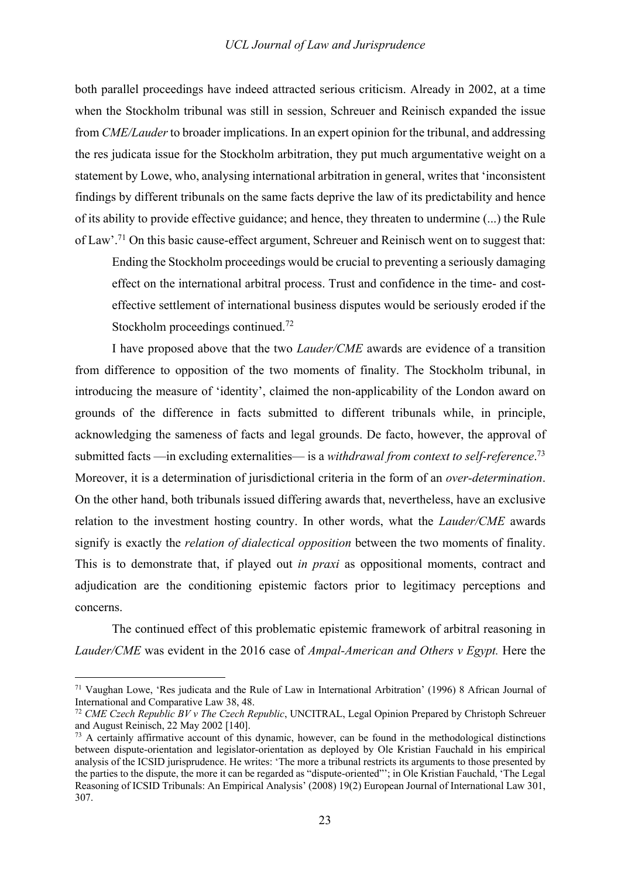both parallel proceedings have indeed attracted serious criticism. Already in 2002, at a time when the Stockholm tribunal was still in session, Schreuer and Reinisch expanded the issue from *CME/Lauder* to broader implications. In an expert opinion for the tribunal, and addressing the res judicata issue for the Stockholm arbitration, they put much argumentative weight on a statement by Lowe, who, analysing international arbitration in general, writes that 'inconsistent findings by different tribunals on the same facts deprive the law of its predictability and hence of its ability to provide effective guidance; and hence, they threaten to undermine (...) the Rule of Law'.[71] On this basic cause-effect argument, Schreuer and Reinisch went on to suggest that:

> Ending the Stockholm proceedings would be crucial to preventing a seriously damaging effect on the international arbitral process. Trust and confidence in the time- and cost-effective settlement of international business disputes would be seriously eroded if the Stockholm proceedings continued.[72]

I have proposed above that the two *Lauder/CME* awards are evidence of a transition from difference to opposition of the two moments of finality. The Stockholm tribunal, in introducing the measure of 'identity', claimed the non-applicability of the London award on grounds of the difference in facts submitted to different tribunals while, in principle, acknowledging the sameness of facts and legal grounds. De facto, however, the approval of submitted facts —in excluding externalities— is a *withdrawal from context to self-reference*.[73] Moreover, it is a determination of jurisdictional criteria in the form of an *over-determination*. On the other hand, both tribunals issued differing awards that, nevertheless, have an exclusive relation to the investment hosting country. In other words, what the *Lauder/CME* awards signify is exactly the *relation of dialectical opposition* between the two moments of finality. This is to demonstrate that, if played out *in praxi* as oppositional moments, contract and adjudication are the conditioning epistemic factors prior to legitimacy perceptions and concerns.

The continued effect of this problematic epistemic framework of arbitral reasoning in *Lauder/CME* was evident in the 2016 case of *Ampal-American and Others v Egypt.* Here the

---

[71] Vaughan Lowe, 'Res judicata and the Rule of Law in International Arbitration' (1996) 8 African Journal of International and Comparative Law 38, 48.

[72] *CME Czech Republic BV v The Czech Republic*, UNCITRAL, Legal Opinion Prepared by Christoph Schreuer and August Reinisch, 22 May 2002 [140].

[73] A certainly affirmative account of this dynamic, however, can be found in the methodological distinctions between dispute-orientation and legislator-orientation as deployed by Ole Kristian Fauchald in his empirical analysis of the ICSID jurisprudence. He writes: 'The more a tribunal restricts its arguments to those presented by the parties to the dispute, the more it can be regarded as "dispute-oriented"'; in Ole Kristian Fauchald, 'The Legal Reasoning of ICSID Tribunals: An Empirical Analysis' (2008) 19(2) European Journal of International Law 301, 307.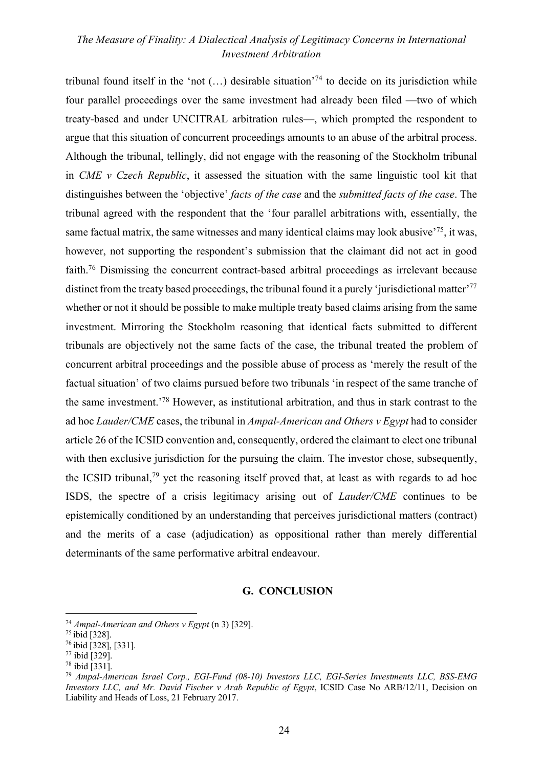tribunal found itself in the 'not (…) desirable situation'[74] to decide on its jurisdiction while four parallel proceedings over the same investment had already been filed —two of which treaty-based and under UNCITRAL arbitration rules—, which prompted the respondent to argue that this situation of concurrent proceedings amounts to an abuse of the arbitral process. Although the tribunal, tellingly, did not engage with the reasoning of the Stockholm tribunal in *CME v Czech Republic*, it assessed the situation with the same linguistic tool kit that distinguishes between the 'objective' *facts of the case* and the *submitted facts of the case*. The tribunal agreed with the respondent that the 'four parallel arbitrations with, essentially, the same factual matrix, the same witnesses and many identical claims may look abusive'[75], it was, however, not supporting the respondent's submission that the claimant did not act in good faith.[76] Dismissing the concurrent contract-based arbitral proceedings as irrelevant because distinct from the treaty based proceedings, the tribunal found it a purely 'jurisdictional matter'[77] whether or not it should be possible to make multiple treaty based claims arising from the same investment. Mirroring the Stockholm reasoning that identical facts submitted to different tribunals are objectively not the same facts of the case, the tribunal treated the problem of concurrent arbitral proceedings and the possible abuse of process as 'merely the result of the factual situation' of two claims pursued before two tribunals 'in respect of the same tranche of the same investment.'[78] However, as institutional arbitration, and thus in stark contrast to the ad hoc *Lauder/CME* cases, the tribunal in *Ampal-American and Others v Egypt* had to consider article 26 of the ICSID convention and, consequently, ordered the claimant to elect one tribunal with then exclusive jurisdiction for the pursuing the claim. The investor chose, subsequently, the ICSID tribunal,[79] yet the reasoning itself proved that, at least as with regards to ad hoc ISDS, the spectre of a crisis legitimacy arising out of *Lauder/CME* continues to be epistemically conditioned by an understanding that perceives jurisdictional matters (contract) and the merits of a case (adjudication) as oppositional rather than merely differential determinants of the same performative arbitral endeavour.

## G. CONCLUSION

---

[74] *Ampal-American and Others v Egypt* (n 3) [329].

[75] ibid [328].

[76] ibid [328], [331].

[77] ibid [329].

[78] ibid [331].

[79] *Ampal-American Israel Corp., EGI-Fund (08-10) Investors LLC, EGI-Series Investments LLC, BSS-EMG Investors LLC, and Mr. David Fischer v Arab Republic of Egypt*, ICSID Case No ARB/12/11, Decision on Liability and Heads of Loss, 21 February 2017.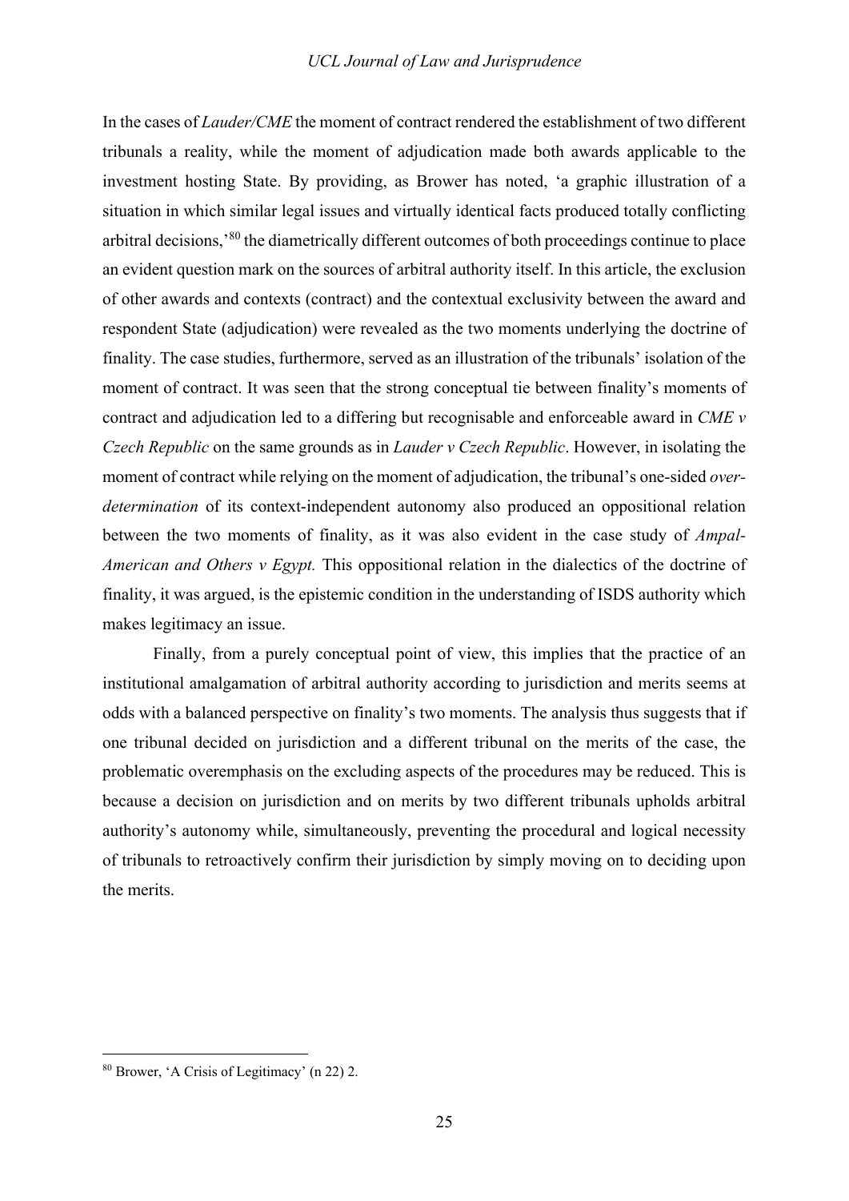In the cases of *Lauder/CME* the moment of contract rendered the establishment of two different tribunals a reality, while the moment of adjudication made both awards applicable to the investment hosting State. By providing, as Brower has noted, 'a graphic illustration of a situation in which similar legal issues and virtually identical facts produced totally conflicting arbitral decisions,'[80] the diametrically different outcomes of both proceedings continue to place an evident question mark on the sources of arbitral authority itself. In this article, the exclusion of other awards and contexts (contract) and the contextual exclusivity between the award and respondent State (adjudication) were revealed as the two moments underlying the doctrine of finality. The case studies, furthermore, served as an illustration of the tribunals' isolation of the moment of contract. It was seen that the strong conceptual tie between finality's moments of contract and adjudication led to a differing but recognisable and enforceable award in *CME v Czech Republic* on the same grounds as in *Lauder v Czech Republic*. However, in isolating the moment of contract while relying on the moment of adjudication, the tribunal's one-sided *over-determination* of its context-independent autonomy also produced an oppositional relation between the two moments of finality, as it was also evident in the case study of *Ampal-American and Others v Egypt.* This oppositional relation in the dialectics of the doctrine of finality, it was argued, is the epistemic condition in the understanding of ISDS authority which makes legitimacy an issue.

Finally, from a purely conceptual point of view, this implies that the practice of an institutional amalgamation of arbitral authority according to jurisdiction and merits seems at odds with a balanced perspective on finality's two moments. The analysis thus suggests that if one tribunal decided on jurisdiction and a different tribunal on the merits of the case, the problematic overemphasis on the excluding aspects of the procedures may be reduced. This is because a decision on jurisdiction and on merits by two different tribunals upholds arbitral authority's autonomy while, simultaneously, preventing the procedural and logical necessity of tribunals to retroactively confirm their jurisdiction by simply moving on to deciding upon the merits.

[80] Brower, 'A Crisis of Legitimacy' (n 22) 2.